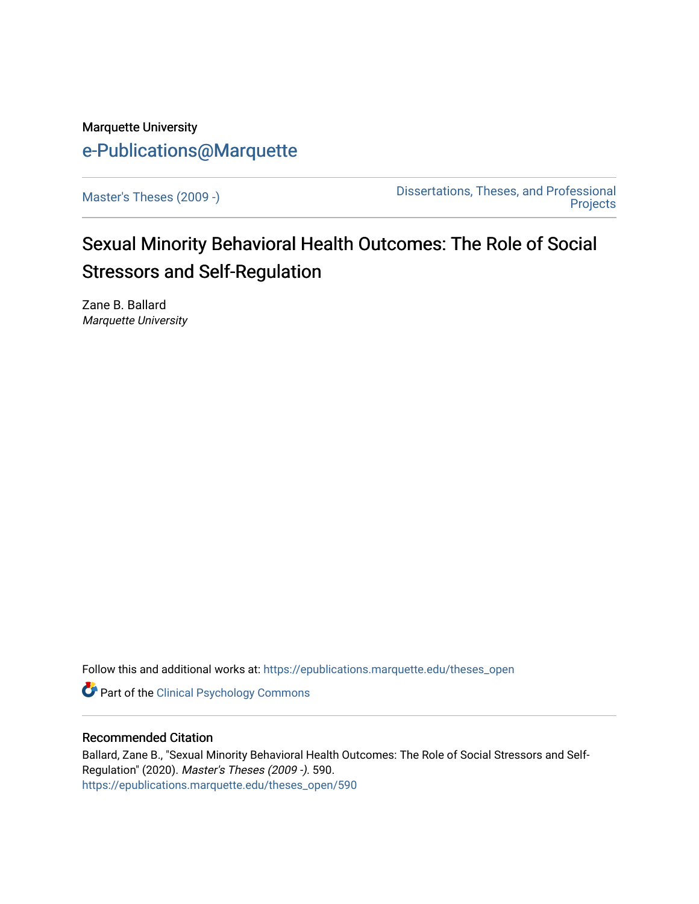Marquette University

e-Publications@Marquette

Master's Theses (2009 -)

Dissertations, Theses, and Professional Projects

# Sexual Minority Behavioral Health Outcomes: The Role of Social Stressors and Self-Regulation

Zane B. Ballard
*Marquette University*

Follow this and additional works at: https://epublications.marquette.edu/theses_open

Part of the Clinical Psychology Commons

## Recommended Citation

Ballard, Zane B., "Sexual Minority Behavioral Health Outcomes: The Role of Social Stressors and Self-Regulation" (2020). *Master's Theses (2009 -)*. 590.
https://epublications.marquette.edu/theses_open/590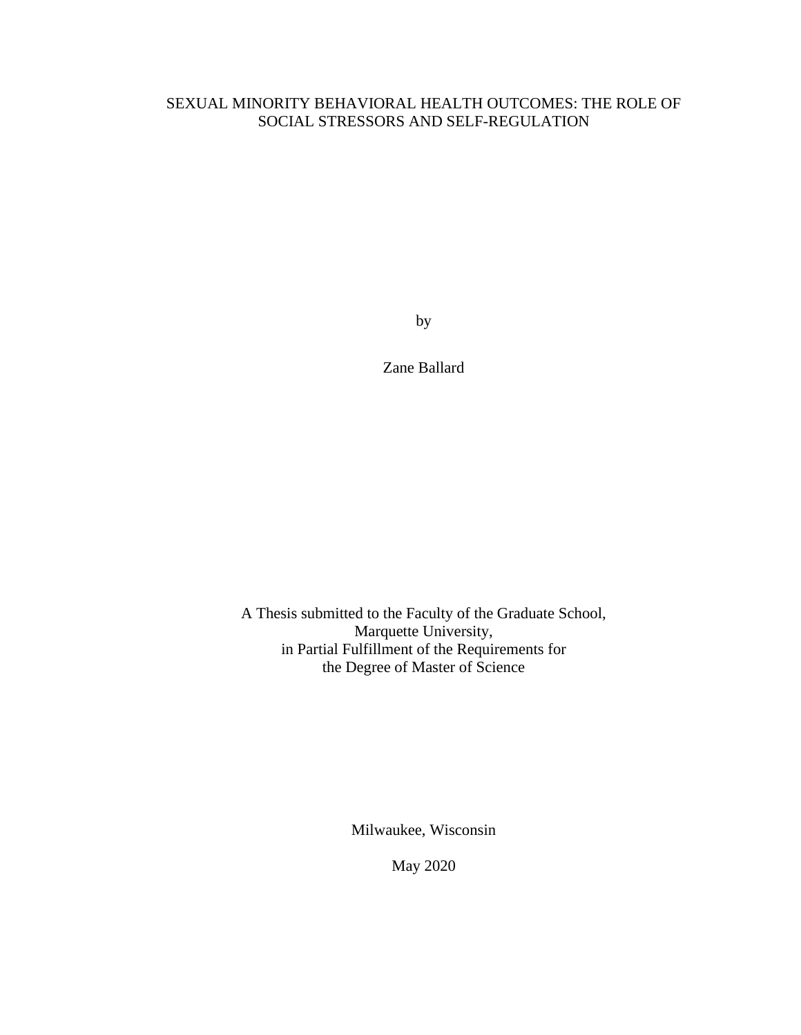# SEXUAL MINORITY BEHAVIORAL HEALTH OUTCOMES: THE ROLE OF SOCIAL STRESSORS AND SELF-REGULATION

by

Zane Ballard

A Thesis submitted to the Faculty of the Graduate School,
Marquette University,
in Partial Fulfillment of the Requirements for
the Degree of Master of Science

Milwaukee, Wisconsin

May 2020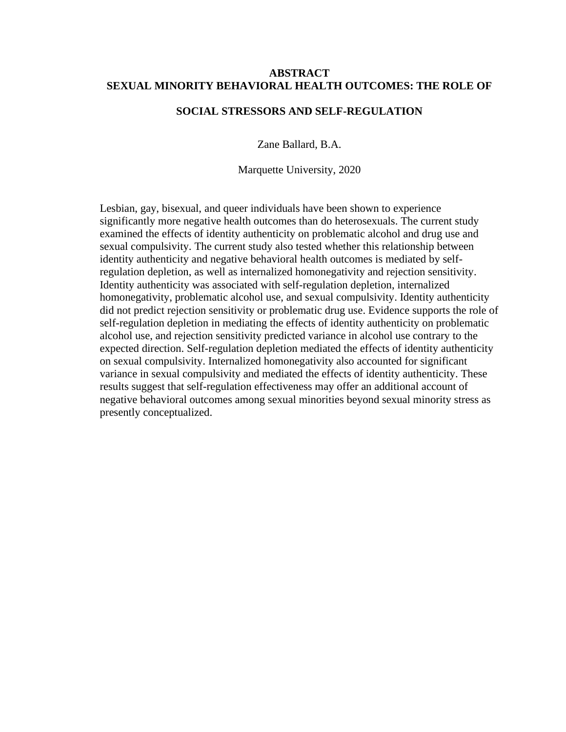# ABSTRACT

# SEXUAL MINORITY BEHAVIORAL HEALTH OUTCOMES: THE ROLE OF SOCIAL STRESSORS AND SELF-REGULATION

Zane Ballard, B.A.

Marquette University, 2020

Lesbian, gay, bisexual, and queer individuals have been shown to experience significantly more negative health outcomes than do heterosexuals. The current study examined the effects of identity authenticity on problematic alcohol and drug use and sexual compulsivity. The current study also tested whether this relationship between identity authenticity and negative behavioral health outcomes is mediated by self-regulation depletion, as well as internalized homonegativity and rejection sensitivity. Identity authenticity was associated with self-regulation depletion, internalized homonegativity, problematic alcohol use, and sexual compulsivity. Identity authenticity did not predict rejection sensitivity or problematic drug use. Evidence supports the role of self-regulation depletion in mediating the effects of identity authenticity on problematic alcohol use, and rejection sensitivity predicted variance in alcohol use contrary to the expected direction. Self-regulation depletion mediated the effects of identity authenticity on sexual compulsivity. Internalized homonegativity also accounted for significant variance in sexual compulsivity and mediated the effects of identity authenticity. These results suggest that self-regulation effectiveness may offer an additional account of negative behavioral outcomes among sexual minorities beyond sexual minority stress as presently conceptualized.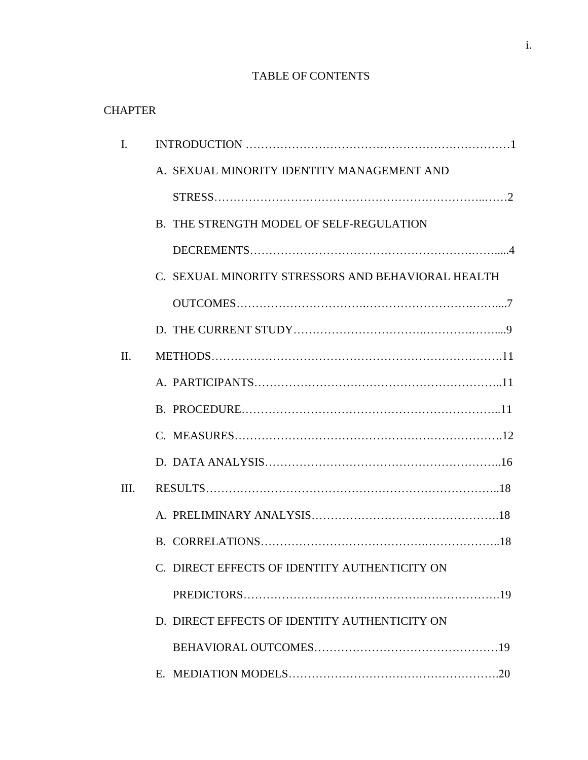# TABLE OF CONTENTS

CHAPTER

I. INTRODUCTION ........................................................................ 1

   A. SEXUAL MINORITY IDENTITY MANAGEMENT AND STRESS ........................................................................ 2

   B. THE STRENGTH MODEL OF SELF-REGULATION DECREMENTS ........................................................................ 4

   C. SEXUAL MINORITY STRESSORS AND BEHAVIORAL HEALTH OUTCOMES ........................................................................ 7

   D. THE CURRENT STUDY ........................................................................ 9

II. METHODS ........................................................................ 11

   A. PARTICIPANTS ........................................................................ 11

   B. PROCEDURE ........................................................................ 11

   C. MEASURES ........................................................................ 12

   D. DATA ANALYSIS ........................................................................ 16

III. RESULTS ........................................................................ 18

   A. PRELIMINARY ANALYSIS ........................................................................ 18

   B. CORRELATIONS ........................................................................ 18

   C. DIRECT EFFECTS OF IDENTITY AUTHENTICITY ON PREDICTORS ........................................................................ 19

   D. DIRECT EFFECTS OF IDENTITY AUTHENTICITY ON BEHAVIORAL OUTCOMES ........................................................................ 19

   E. MEDIATION MODELS ........................................................................ 20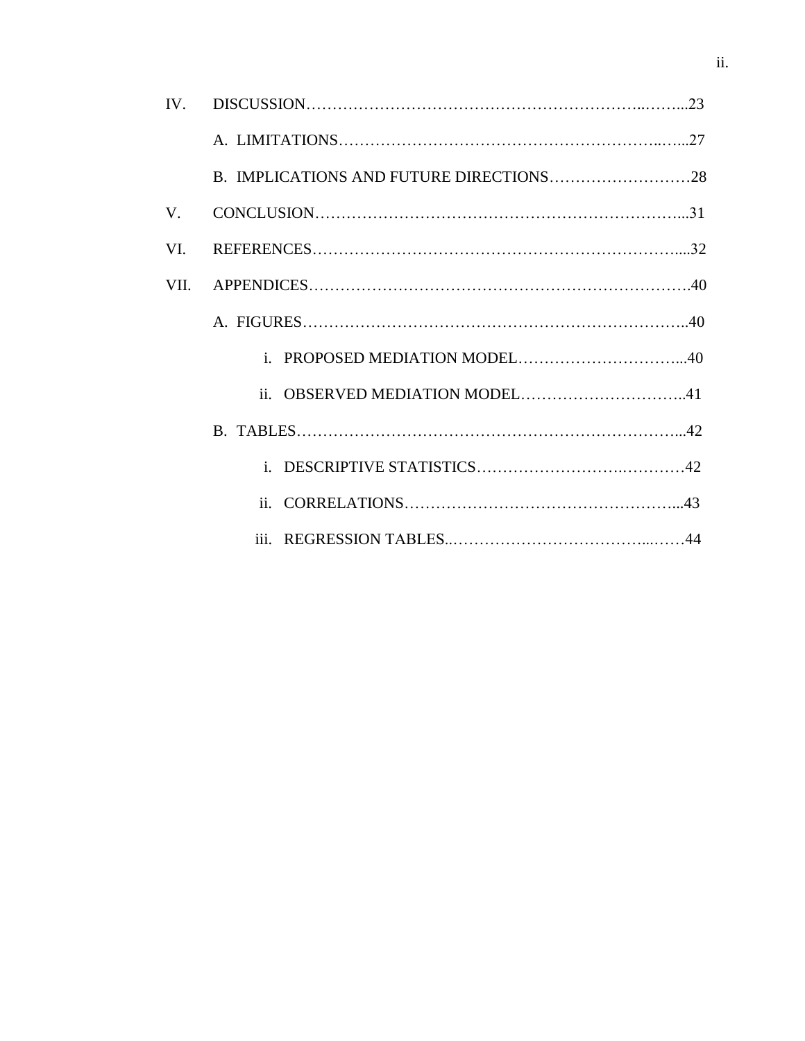IV. DISCUSSION……………………………………………………………..……...23

A. LIMITATIONS……………………………………………………..…...27

B. IMPLICATIONS AND FUTURE DIRECTIONS………………………28

V. CONCLUSION…………………………………………………………….....31

VI. REFERENCES……………………………………………………………....32

VII. APPENDICES……………………………………………………………….40

A. FIGURES……………………………………………………………..40

i. PROPOSED MEDIATION MODEL…………………………...40

ii. OBSERVED MEDIATION MODEL…………………………..41

B. TABLES……………………………………………………………...42

i. DESCRIPTIVE STATISTICS……………………….…………42

ii. CORRELATIONS……………………………………………...43

iii. REGRESSION TABLES..……………………………...……44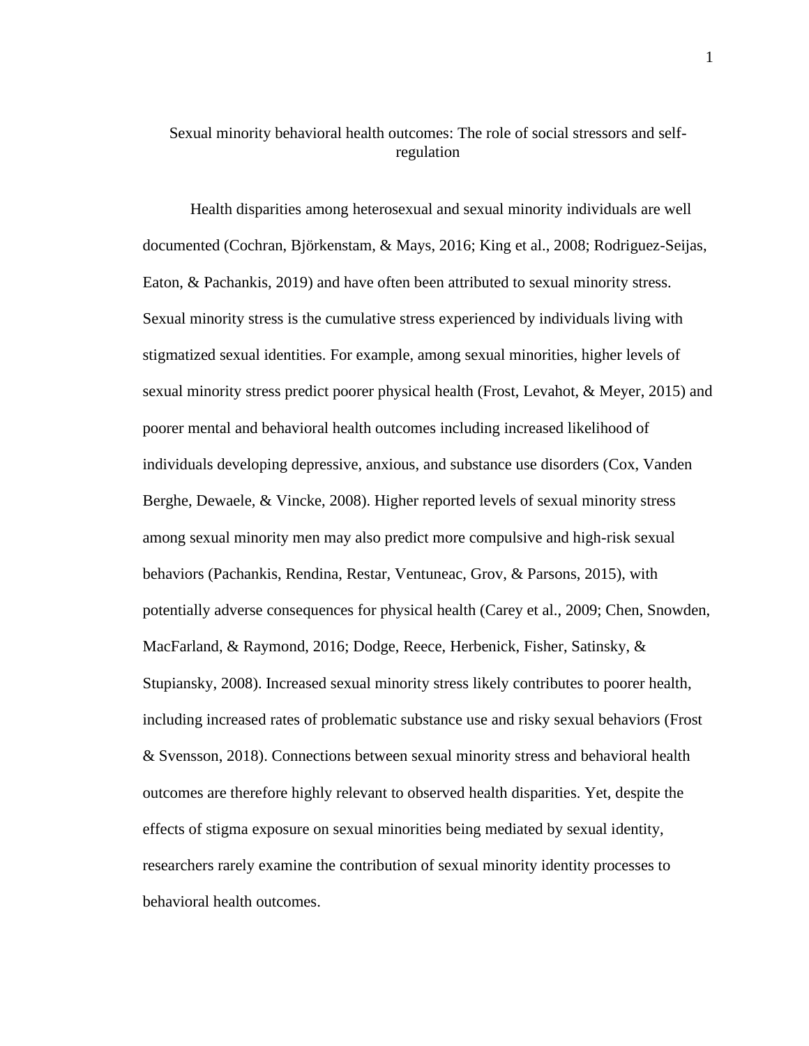# Sexual minority behavioral health outcomes: The role of social stressors and self-regulation

Health disparities among heterosexual and sexual minority individuals are well documented (Cochran, Björkenstam, & Mays, 2016; King et al., 2008; Rodriguez-Seijas, Eaton, & Pachankis, 2019) and have often been attributed to sexual minority stress. Sexual minority stress is the cumulative stress experienced by individuals living with stigmatized sexual identities. For example, among sexual minorities, higher levels of sexual minority stress predict poorer physical health (Frost, Levahot, & Meyer, 2015) and poorer mental and behavioral health outcomes including increased likelihood of individuals developing depressive, anxious, and substance use disorders (Cox, Vanden Berghe, Dewaele, & Vincke, 2008). Higher reported levels of sexual minority stress among sexual minority men may also predict more compulsive and high-risk sexual behaviors (Pachankis, Rendina, Restar, Ventuneac, Grov, & Parsons, 2015), with potentially adverse consequences for physical health (Carey et al., 2009; Chen, Snowden, MacFarland, & Raymond, 2016; Dodge, Reece, Herbenick, Fisher, Satinsky, & Stupiansky, 2008). Increased sexual minority stress likely contributes to poorer health, including increased rates of problematic substance use and risky sexual behaviors (Frost & Svensson, 2018). Connections between sexual minority stress and behavioral health outcomes are therefore highly relevant to observed health disparities. Yet, despite the effects of stigma exposure on sexual minorities being mediated by sexual identity, researchers rarely examine the contribution of sexual minority identity processes to behavioral health outcomes.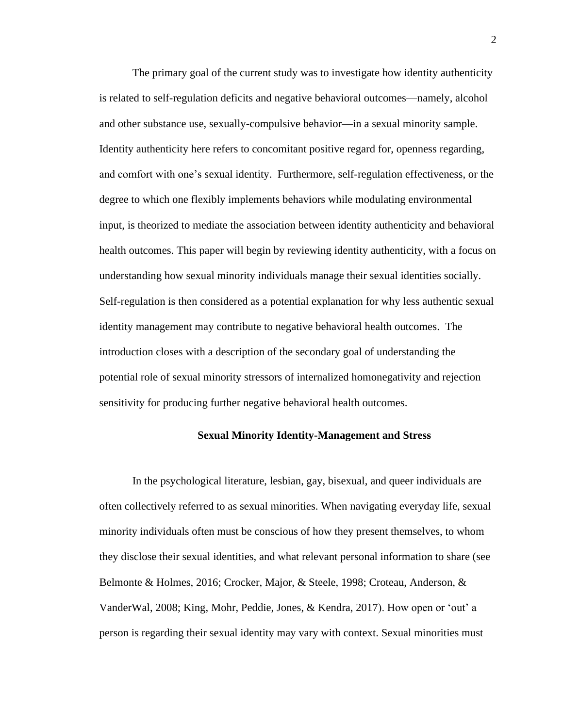The primary goal of the current study was to investigate how identity authenticity is related to self-regulation deficits and negative behavioral outcomes—namely, alcohol and other substance use, sexually-compulsive behavior—in a sexual minority sample. Identity authenticity here refers to concomitant positive regard for, openness regarding, and comfort with one's sexual identity. Furthermore, self-regulation effectiveness, or the degree to which one flexibly implements behaviors while modulating environmental input, is theorized to mediate the association between identity authenticity and behavioral health outcomes. This paper will begin by reviewing identity authenticity, with a focus on understanding how sexual minority individuals manage their sexual identities socially. Self-regulation is then considered as a potential explanation for why less authentic sexual identity management may contribute to negative behavioral health outcomes. The introduction closes with a description of the secondary goal of understanding the potential role of sexual minority stressors of internalized homonegativity and rejection sensitivity for producing further negative behavioral health outcomes.

## Sexual Minority Identity-Management and Stress

In the psychological literature, lesbian, gay, bisexual, and queer individuals are often collectively referred to as sexual minorities. When navigating everyday life, sexual minority individuals often must be conscious of how they present themselves, to whom they disclose their sexual identities, and what relevant personal information to share (see Belmonte & Holmes, 2016; Crocker, Major, & Steele, 1998; Croteau, Anderson, & VanderWal, 2008; King, Mohr, Peddie, Jones, & Kendra, 2017). How open or 'out' a person is regarding their sexual identity may vary with context. Sexual minorities must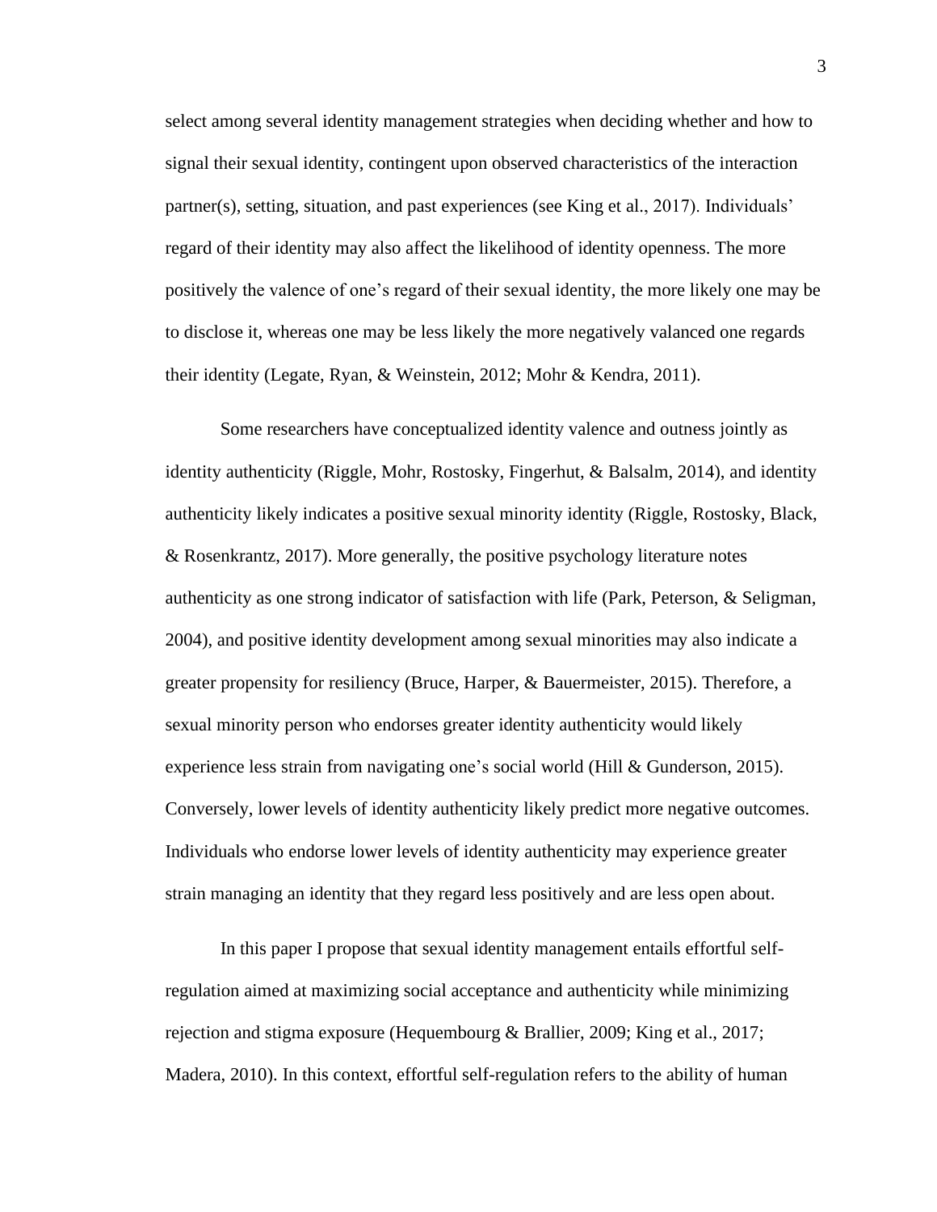select among several identity management strategies when deciding whether and how to signal their sexual identity, contingent upon observed characteristics of the interaction partner(s), setting, situation, and past experiences (see King et al., 2017). Individuals' regard of their identity may also affect the likelihood of identity openness. The more positively the valence of one's regard of their sexual identity, the more likely one may be to disclose it, whereas one may be less likely the more negatively valanced one regards their identity (Legate, Ryan, & Weinstein, 2012; Mohr & Kendra, 2011).

Some researchers have conceptualized identity valence and outness jointly as identity authenticity (Riggle, Mohr, Rostosky, Fingerhut, & Balsalm, 2014), and identity authenticity likely indicates a positive sexual minority identity (Riggle, Rostosky, Black, & Rosenkrantz, 2017). More generally, the positive psychology literature notes authenticity as one strong indicator of satisfaction with life (Park, Peterson, & Seligman, 2004), and positive identity development among sexual minorities may also indicate a greater propensity for resiliency (Bruce, Harper, & Bauermeister, 2015). Therefore, a sexual minority person who endorses greater identity authenticity would likely experience less strain from navigating one's social world (Hill & Gunderson, 2015). Conversely, lower levels of identity authenticity likely predict more negative outcomes. Individuals who endorse lower levels of identity authenticity may experience greater strain managing an identity that they regard less positively and are less open about.

In this paper I propose that sexual identity management entails effortful self-regulation aimed at maximizing social acceptance and authenticity while minimizing rejection and stigma exposure (Hequembourg & Brallier, 2009; King et al., 2017; Madera, 2010). In this context, effortful self-regulation refers to the ability of human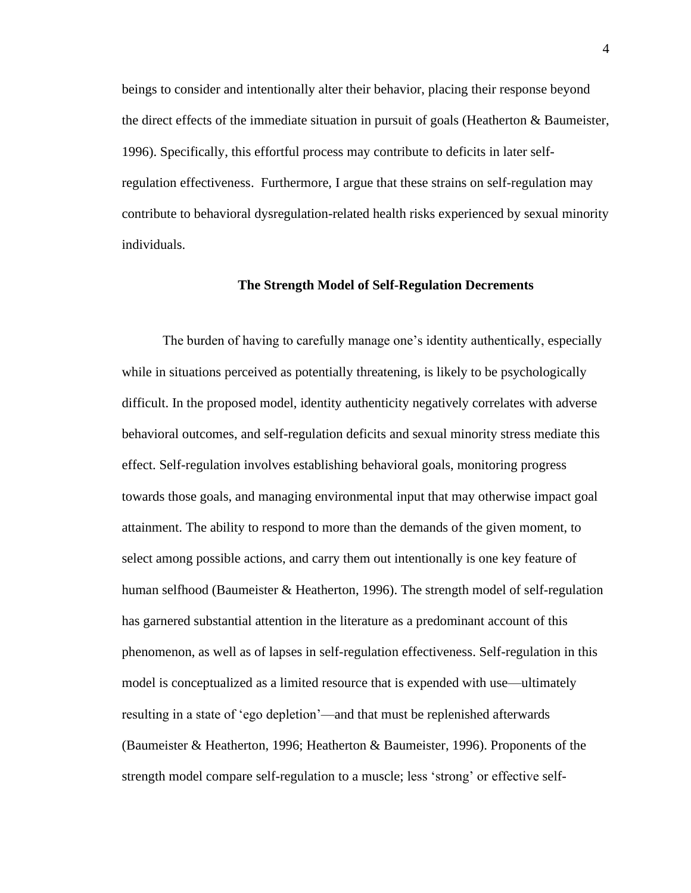beings to consider and intentionally alter their behavior, placing their response beyond the direct effects of the immediate situation in pursuit of goals (Heatherton & Baumeister, 1996). Specifically, this effortful process may contribute to deficits in later self-regulation effectiveness. Furthermore, I argue that these strains on self-regulation may contribute to behavioral dysregulation-related health risks experienced by sexual minority individuals.

## The Strength Model of Self-Regulation Decrements

The burden of having to carefully manage one's identity authentically, especially while in situations perceived as potentially threatening, is likely to be psychologically difficult. In the proposed model, identity authenticity negatively correlates with adverse behavioral outcomes, and self-regulation deficits and sexual minority stress mediate this effect. Self-regulation involves establishing behavioral goals, monitoring progress towards those goals, and managing environmental input that may otherwise impact goal attainment. The ability to respond to more than the demands of the given moment, to select among possible actions, and carry them out intentionally is one key feature of human selfhood (Baumeister & Heatherton, 1996). The strength model of self-regulation has garnered substantial attention in the literature as a predominant account of this phenomenon, as well as of lapses in self-regulation effectiveness. Self-regulation in this model is conceptualized as a limited resource that is expended with use—ultimately resulting in a state of 'ego depletion'—and that must be replenished afterwards (Baumeister & Heatherton, 1996; Heatherton & Baumeister, 1996). Proponents of the strength model compare self-regulation to a muscle; less 'strong' or effective self-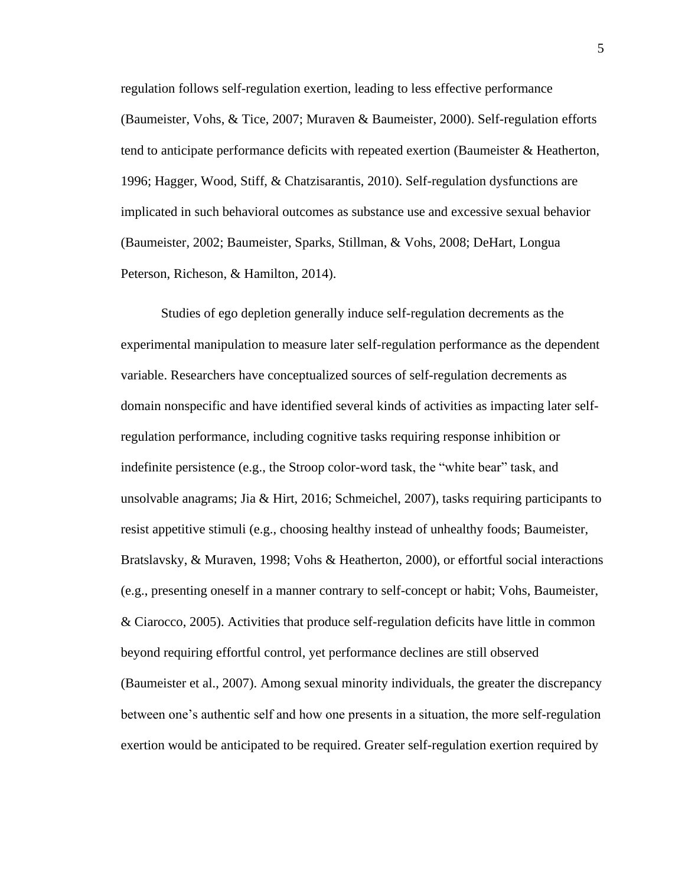regulation follows self-regulation exertion, leading to less effective performance (Baumeister, Vohs, & Tice, 2007; Muraven & Baumeister, 2000). Self-regulation efforts tend to anticipate performance deficits with repeated exertion (Baumeister & Heatherton, 1996; Hagger, Wood, Stiff, & Chatzisarantis, 2010). Self-regulation dysfunctions are implicated in such behavioral outcomes as substance use and excessive sexual behavior (Baumeister, 2002; Baumeister, Sparks, Stillman, & Vohs, 2008; DeHart, Longua Peterson, Richeson, & Hamilton, 2014).

Studies of ego depletion generally induce self-regulation decrements as the experimental manipulation to measure later self-regulation performance as the dependent variable. Researchers have conceptualized sources of self-regulation decrements as domain nonspecific and have identified several kinds of activities as impacting later self-regulation performance, including cognitive tasks requiring response inhibition or indefinite persistence (e.g., the Stroop color-word task, the "white bear" task, and unsolvable anagrams; Jia & Hirt, 2016; Schmeichel, 2007), tasks requiring participants to resist appetitive stimuli (e.g., choosing healthy instead of unhealthy foods; Baumeister, Bratslavsky, & Muraven, 1998; Vohs & Heatherton, 2000), or effortful social interactions (e.g., presenting oneself in a manner contrary to self-concept or habit; Vohs, Baumeister, & Ciarocco, 2005). Activities that produce self-regulation deficits have little in common beyond requiring effortful control, yet performance declines are still observed (Baumeister et al., 2007). Among sexual minority individuals, the greater the discrepancy between one's authentic self and how one presents in a situation, the more self-regulation exertion would be anticipated to be required. Greater self-regulation exertion required by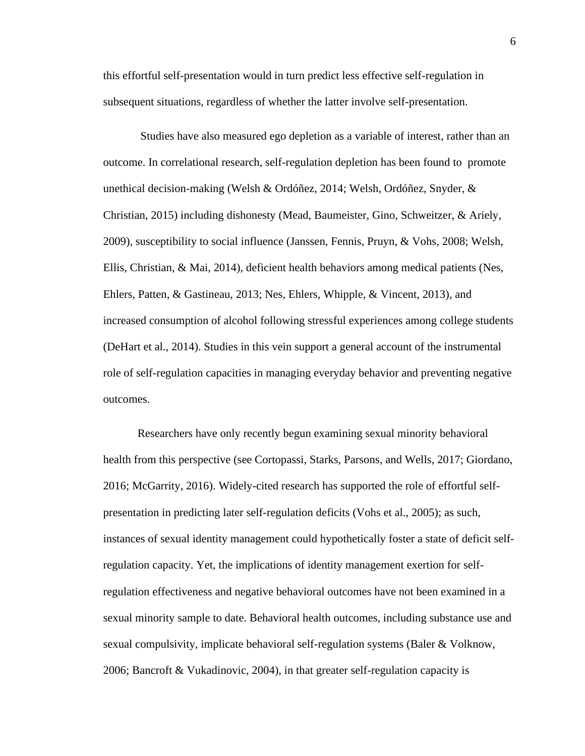this effortful self-presentation would in turn predict less effective self-regulation in subsequent situations, regardless of whether the latter involve self-presentation.

Studies have also measured ego depletion as a variable of interest, rather than an outcome. In correlational research, self-regulation depletion has been found to promote unethical decision-making (Welsh & Ordóñez, 2014; Welsh, Ordóñez, Snyder, & Christian, 2015) including dishonesty (Mead, Baumeister, Gino, Schweitzer, & Ariely, 2009), susceptibility to social influence (Janssen, Fennis, Pruyn, & Vohs, 2008; Welsh, Ellis, Christian, & Mai, 2014), deficient health behaviors among medical patients (Nes, Ehlers, Patten, & Gastineau, 2013; Nes, Ehlers, Whipple, & Vincent, 2013), and increased consumption of alcohol following stressful experiences among college students (DeHart et al., 2014). Studies in this vein support a general account of the instrumental role of self-regulation capacities in managing everyday behavior and preventing negative outcomes.

Researchers have only recently begun examining sexual minority behavioral health from this perspective (see Cortopassi, Starks, Parsons, and Wells, 2017; Giordano, 2016; McGarrity, 2016). Widely-cited research has supported the role of effortful self-presentation in predicting later self-regulation deficits (Vohs et al., 2005); as such, instances of sexual identity management could hypothetically foster a state of deficit self-regulation capacity. Yet, the implications of identity management exertion for self-regulation effectiveness and negative behavioral outcomes have not been examined in a sexual minority sample to date. Behavioral health outcomes, including substance use and sexual compulsivity, implicate behavioral self-regulation systems (Baler & Volknow, 2006; Bancroft & Vukadinovic, 2004), in that greater self-regulation capacity is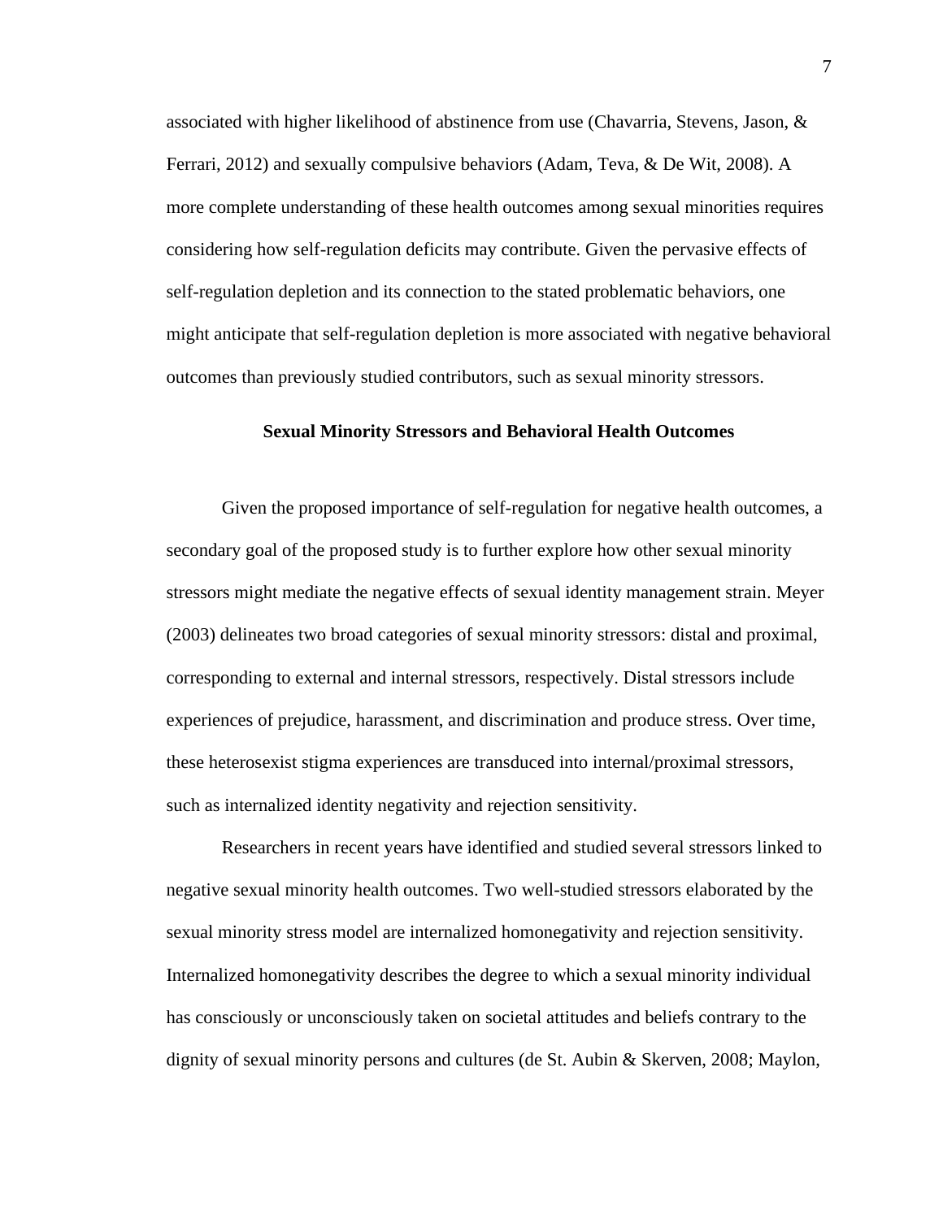associated with higher likelihood of abstinence from use (Chavarria, Stevens, Jason, & Ferrari, 2012) and sexually compulsive behaviors (Adam, Teva, & De Wit, 2008). A more complete understanding of these health outcomes among sexual minorities requires considering how self-regulation deficits may contribute. Given the pervasive effects of self-regulation depletion and its connection to the stated problematic behaviors, one might anticipate that self-regulation depletion is more associated with negative behavioral outcomes than previously studied contributors, such as sexual minority stressors.

## Sexual Minority Stressors and Behavioral Health Outcomes

Given the proposed importance of self-regulation for negative health outcomes, a secondary goal of the proposed study is to further explore how other sexual minority stressors might mediate the negative effects of sexual identity management strain. Meyer (2003) delineates two broad categories of sexual minority stressors: distal and proximal, corresponding to external and internal stressors, respectively. Distal stressors include experiences of prejudice, harassment, and discrimination and produce stress. Over time, these heterosexist stigma experiences are transduced into internal/proximal stressors, such as internalized identity negativity and rejection sensitivity.

Researchers in recent years have identified and studied several stressors linked to negative sexual minority health outcomes. Two well-studied stressors elaborated by the sexual minority stress model are internalized homonegativity and rejection sensitivity. Internalized homonegativity describes the degree to which a sexual minority individual has consciously or unconsciously taken on societal attitudes and beliefs contrary to the dignity of sexual minority persons and cultures (de St. Aubin & Skerven, 2008; Maylon,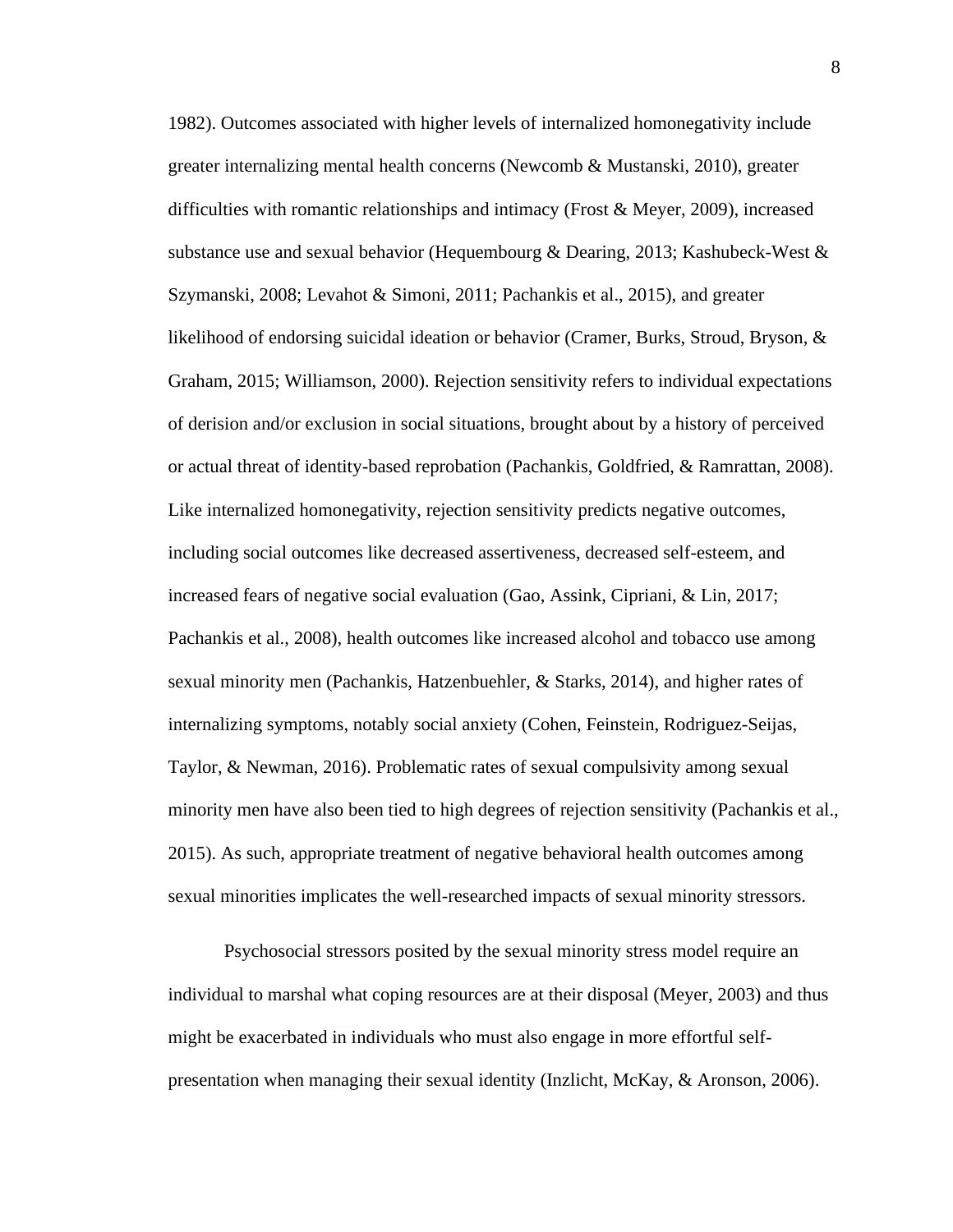1982). Outcomes associated with higher levels of internalized homonegativity include greater internalizing mental health concerns (Newcomb & Mustanski, 2010), greater difficulties with romantic relationships and intimacy (Frost & Meyer, 2009), increased substance use and sexual behavior (Hequembourg & Dearing, 2013; Kashubeck-West & Szymanski, 2008; Levahot & Simoni, 2011; Pachankis et al., 2015), and greater likelihood of endorsing suicidal ideation or behavior (Cramer, Burks, Stroud, Bryson, & Graham, 2015; Williamson, 2000). Rejection sensitivity refers to individual expectations of derision and/or exclusion in social situations, brought about by a history of perceived or actual threat of identity-based reprobation (Pachankis, Goldfried, & Ramrattan, 2008). Like internalized homonegativity, rejection sensitivity predicts negative outcomes, including social outcomes like decreased assertiveness, decreased self-esteem, and increased fears of negative social evaluation (Gao, Assink, Cipriani, & Lin, 2017; Pachankis et al., 2008), health outcomes like increased alcohol and tobacco use among sexual minority men (Pachankis, Hatzenbuehler, & Starks, 2014), and higher rates of internalizing symptoms, notably social anxiety (Cohen, Feinstein, Rodriguez-Seijas, Taylor, & Newman, 2016). Problematic rates of sexual compulsivity among sexual minority men have also been tied to high degrees of rejection sensitivity (Pachankis et al., 2015). As such, appropriate treatment of negative behavioral health outcomes among sexual minorities implicates the well-researched impacts of sexual minority stressors.

Psychosocial stressors posited by the sexual minority stress model require an individual to marshal what coping resources are at their disposal (Meyer, 2003) and thus might be exacerbated in individuals who must also engage in more effortful self-presentation when managing their sexual identity (Inzlicht, McKay, & Aronson, 2006).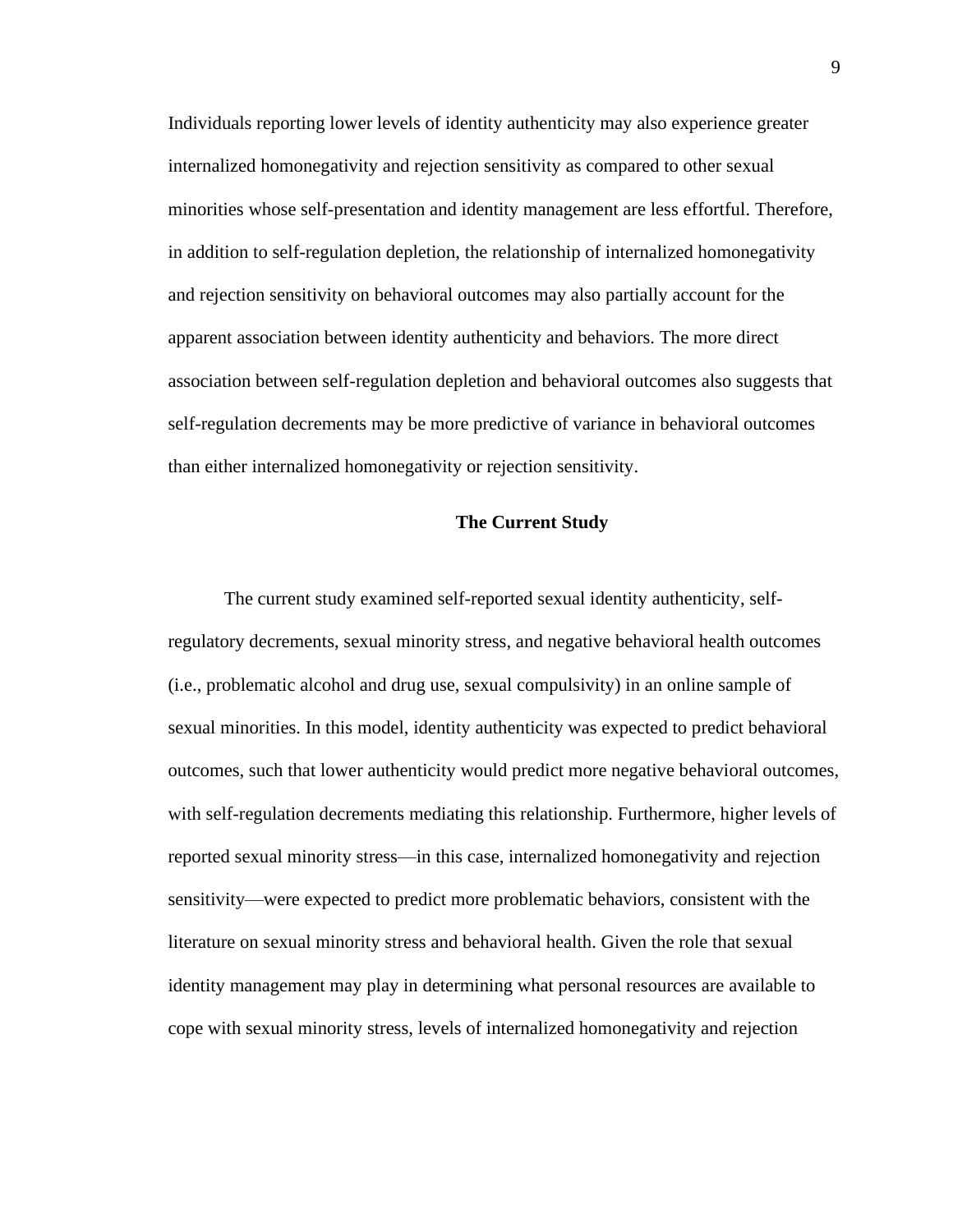Individuals reporting lower levels of identity authenticity may also experience greater internalized homonegativity and rejection sensitivity as compared to other sexual minorities whose self-presentation and identity management are less effortful. Therefore, in addition to self-regulation depletion, the relationship of internalized homonegativity and rejection sensitivity on behavioral outcomes may also partially account for the apparent association between identity authenticity and behaviors. The more direct association between self-regulation depletion and behavioral outcomes also suggests that self-regulation decrements may be more predictive of variance in behavioral outcomes than either internalized homonegativity or rejection sensitivity.

## The Current Study

The current study examined self-reported sexual identity authenticity, self-regulatory decrements, sexual minority stress, and negative behavioral health outcomes (i.e., problematic alcohol and drug use, sexual compulsivity) in an online sample of sexual minorities. In this model, identity authenticity was expected to predict behavioral outcomes, such that lower authenticity would predict more negative behavioral outcomes, with self-regulation decrements mediating this relationship. Furthermore, higher levels of reported sexual minority stress—in this case, internalized homonegativity and rejection sensitivity—were expected to predict more problematic behaviors, consistent with the literature on sexual minority stress and behavioral health. Given the role that sexual identity management may play in determining what personal resources are available to cope with sexual minority stress, levels of internalized homonegativity and rejection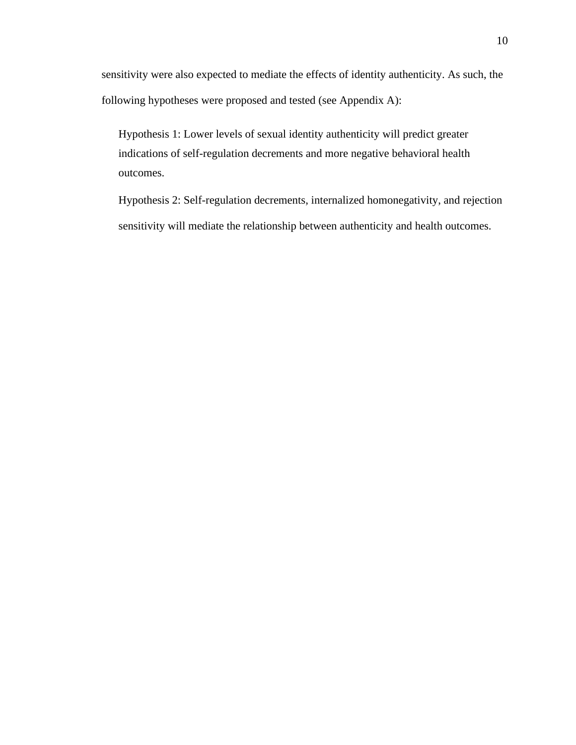sensitivity were also expected to mediate the effects of identity authenticity. As such, the following hypotheses were proposed and tested (see Appendix A):

> Hypothesis 1: Lower levels of sexual identity authenticity will predict greater indications of self-regulation decrements and more negative behavioral health outcomes.
>
> Hypothesis 2: Self-regulation decrements, internalized homonegativity, and rejection sensitivity will mediate the relationship between authenticity and health outcomes.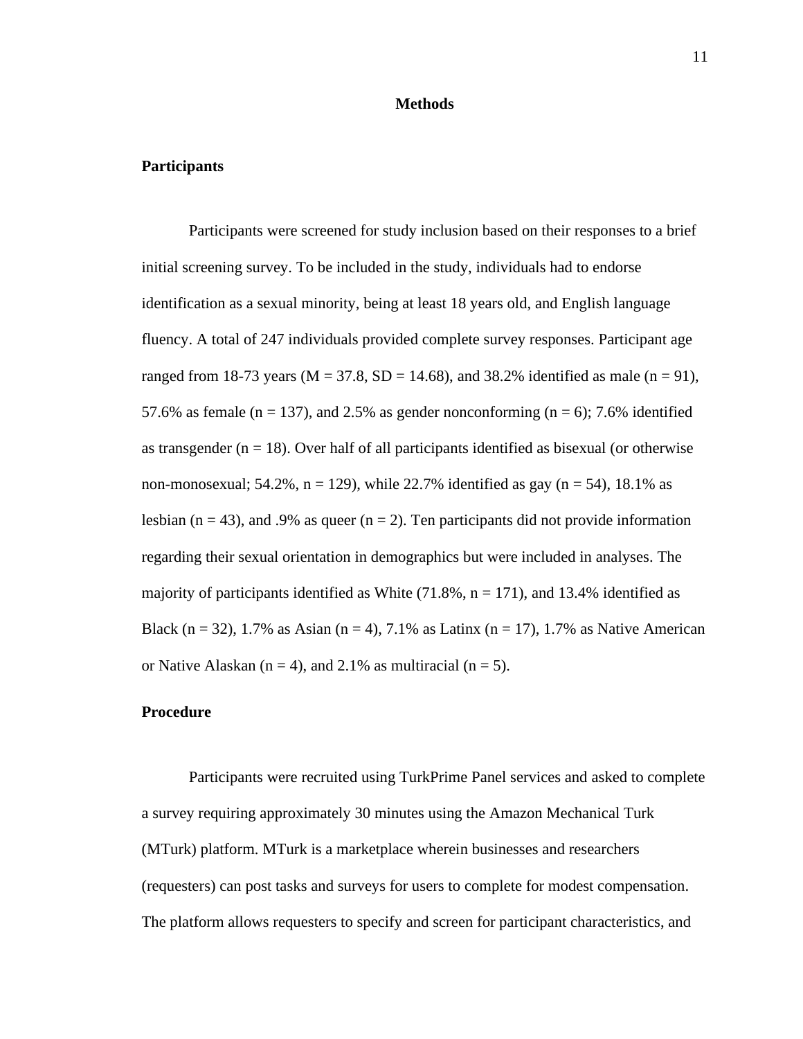# Methods

## Participants

Participants were screened for study inclusion based on their responses to a brief initial screening survey. To be included in the study, individuals had to endorse identification as a sexual minority, being at least 18 years old, and English language fluency. A total of 247 individuals provided complete survey responses. Participant age ranged from 18-73 years (M = 37.8, SD = 14.68), and 38.2% identified as male (n = 91), 57.6% as female (n = 137), and 2.5% as gender nonconforming (n = 6); 7.6% identified as transgender (n = 18). Over half of all participants identified as bisexual (or otherwise non-monosexual; 54.2%, n = 129), while 22.7% identified as gay (n = 54), 18.1% as lesbian (n = 43), and .9% as queer (n = 2). Ten participants did not provide information regarding their sexual orientation in demographics but were included in analyses. The majority of participants identified as White (71.8%, n = 171), and 13.4% identified as Black (n = 32), 1.7% as Asian (n = 4), 7.1% as Latinx (n = 17), 1.7% as Native American or Native Alaskan (n = 4), and 2.1% as multiracial (n = 5).

## Procedure

Participants were recruited using TurkPrime Panel services and asked to complete a survey requiring approximately 30 minutes using the Amazon Mechanical Turk (MTurk) platform. MTurk is a marketplace wherein businesses and researchers (requesters) can post tasks and surveys for users to complete for modest compensation. The platform allows requesters to specify and screen for participant characteristics, and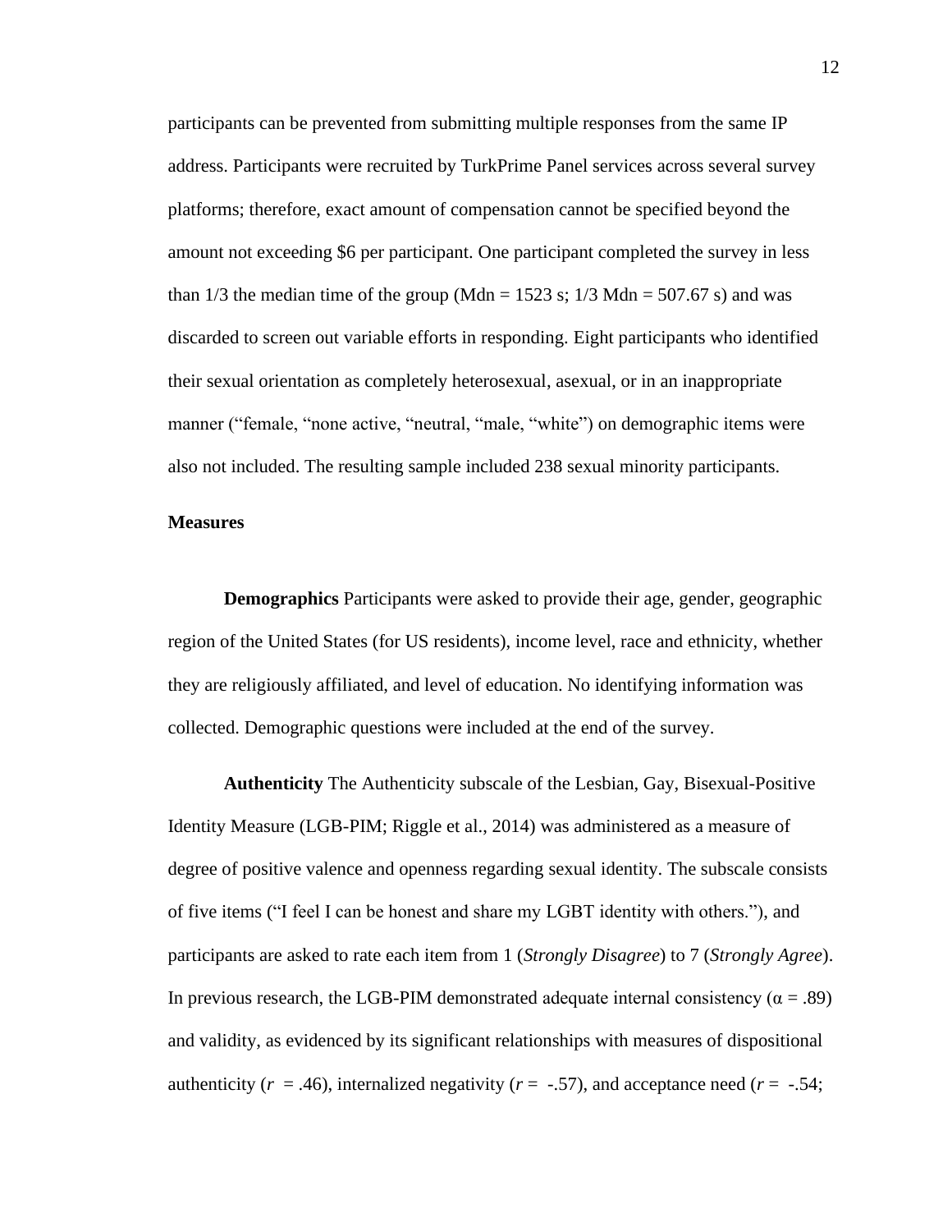participants can be prevented from submitting multiple responses from the same IP address. Participants were recruited by TurkPrime Panel services across several survey platforms; therefore, exact amount of compensation cannot be specified beyond the amount not exceeding $6 per participant. One participant completed the survey in less than 1/3 the median time of the group (Mdn = 1523 s; 1/3 Mdn = 507.67 s) and was discarded to screen out variable efforts in responding. Eight participants who identified their sexual orientation as completely heterosexual, asexual, or in an inappropriate manner ("female, "none active, "neutral, "male, "white") on demographic items were also not included. The resulting sample included 238 sexual minority participants.

**Measures**

**Demographics** Participants were asked to provide their age, gender, geographic region of the United States (for US residents), income level, race and ethnicity, whether they are religiously affiliated, and level of education. No identifying information was collected. Demographic questions were included at the end of the survey.

**Authenticity** The Authenticity subscale of the Lesbian, Gay, Bisexual-Positive Identity Measure (LGB-PIM; Riggle et al., 2014) was administered as a measure of degree of positive valence and openness regarding sexual identity. The subscale consists of five items ("I feel I can be honest and share my LGBT identity with others."), and participants are asked to rate each item from 1 (*Strongly Disagree*) to 7 (*Strongly Agree*). In previous research, the LGB-PIM demonstrated adequate internal consistency ($\alpha = .89$) and validity, as evidenced by its significant relationships with measures of dispositional authenticity ($r = .46$), internalized negativity ($r = -.57$), and acceptance need ($r = -.54$;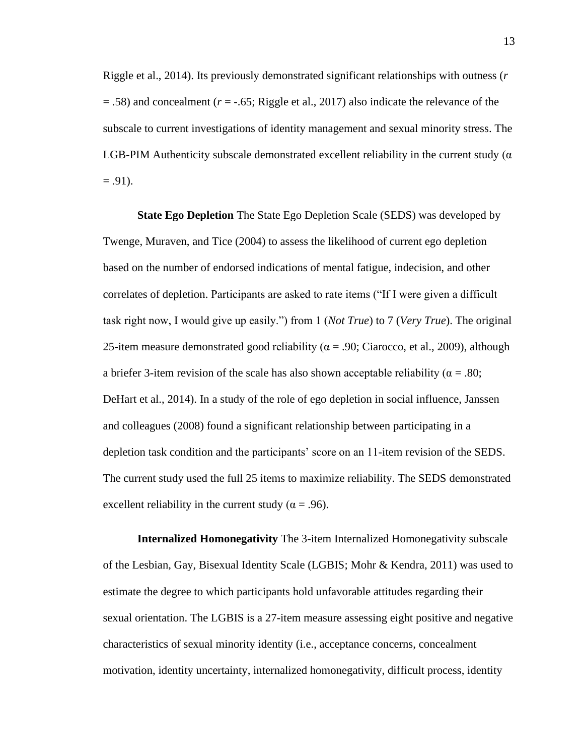Riggle et al., 2014). Its previously demonstrated significant relationships with outness ($r$ = .58) and concealment ($r$ = -.65; Riggle et al., 2017) also indicate the relevance of the subscale to current investigations of identity management and sexual minority stress. The LGB-PIM Authenticity subscale demonstrated excellent reliability in the current study (α = .91).

**State Ego Depletion** The State Ego Depletion Scale (SEDS) was developed by Twenge, Muraven, and Tice (2004) to assess the likelihood of current ego depletion based on the number of endorsed indications of mental fatigue, indecision, and other correlates of depletion. Participants are asked to rate items ("If I were given a difficult task right now, I would give up easily.") from 1 (*Not True*) to 7 (*Very True*). The original 25-item measure demonstrated good reliability (α = .90; Ciarocco, et al., 2009), although a briefer 3-item revision of the scale has also shown acceptable reliability (α = .80; DeHart et al., 2014). In a study of the role of ego depletion in social influence, Janssen and colleagues (2008) found a significant relationship between participating in a depletion task condition and the participants' score on an 11-item revision of the SEDS. The current study used the full 25 items to maximize reliability. The SEDS demonstrated excellent reliability in the current study (α = .96).

**Internalized Homonegativity** The 3-item Internalized Homonegativity subscale of the Lesbian, Gay, Bisexual Identity Scale (LGBIS; Mohr & Kendra, 2011) was used to estimate the degree to which participants hold unfavorable attitudes regarding their sexual orientation. The LGBIS is a 27-item measure assessing eight positive and negative characteristics of sexual minority identity (i.e., acceptance concerns, concealment motivation, identity uncertainty, internalized homonegativity, difficult process, identity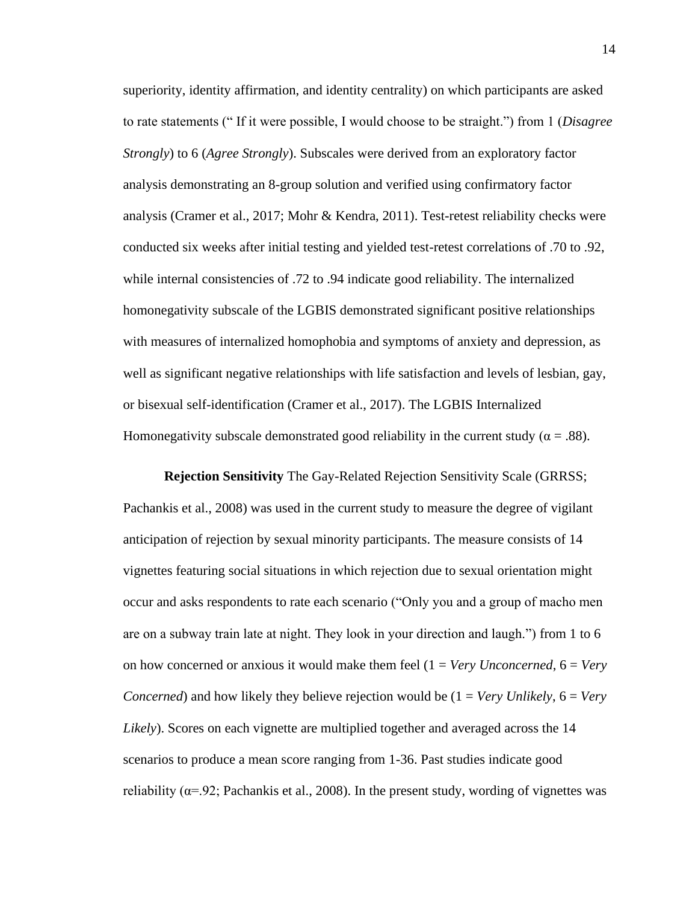superiority, identity affirmation, and identity centrality) on which participants are asked to rate statements (“ If it were possible, I would choose to be straight.”) from 1 (*Disagree Strongly*) to 6 (*Agree Strongly*). Subscales were derived from an exploratory factor analysis demonstrating an 8-group solution and verified using confirmatory factor analysis (Cramer et al., 2017; Mohr & Kendra, 2011). Test-retest reliability checks were conducted six weeks after initial testing and yielded test-retest correlations of .70 to .92, while internal consistencies of .72 to .94 indicate good reliability. The internalized homonegativity subscale of the LGBIS demonstrated significant positive relationships with measures of internalized homophobia and symptoms of anxiety and depression, as well as significant negative relationships with life satisfaction and levels of lesbian, gay, or bisexual self-identification (Cramer et al., 2017). The LGBIS Internalized Homonegativity subscale demonstrated good reliability in the current study ($\alpha = .88$).

**Rejection Sensitivity** The Gay-Related Rejection Sensitivity Scale (GRRSS; Pachankis et al., 2008) was used in the current study to measure the degree of vigilant anticipation of rejection by sexual minority participants. The measure consists of 14 vignettes featuring social situations in which rejection due to sexual orientation might occur and asks respondents to rate each scenario (“Only you and a group of macho men are on a subway train late at night. They look in your direction and laugh.”) from 1 to 6 on how concerned or anxious it would make them feel (1 = *Very Unconcerned*, 6 = *Very Concerned*) and how likely they believe rejection would be (1 = *Very Unlikely*, 6 = *Very Likely*). Scores on each vignette are multiplied together and averaged across the 14 scenarios to produce a mean score ranging from 1-36. Past studies indicate good reliability ($\alpha$=.92; Pachankis et al., 2008). In the present study, wording of vignettes was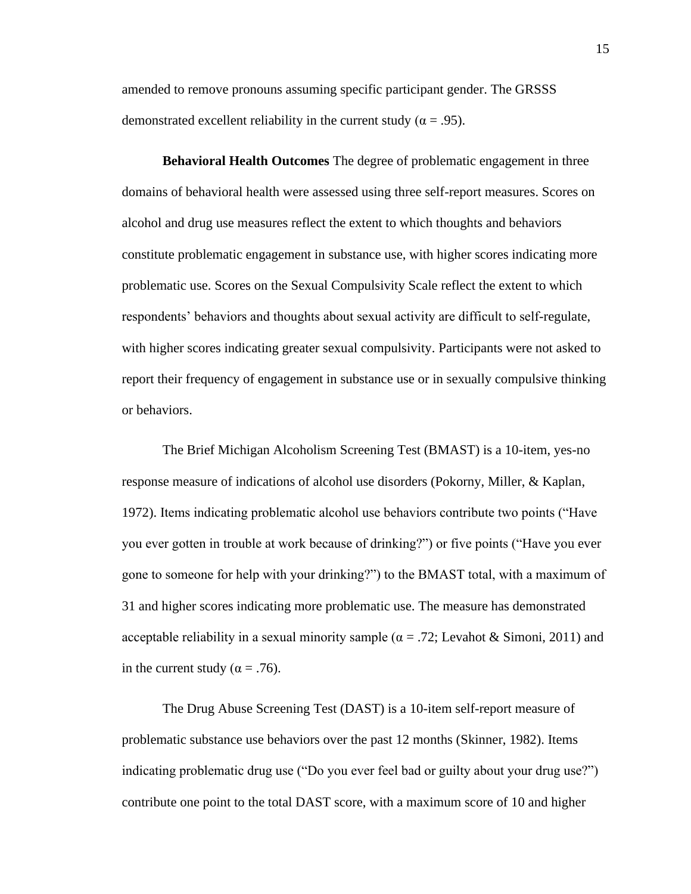amended to remove pronouns assuming specific participant gender. The GRSSS demonstrated excellent reliability in the current study (α = .95).

**Behavioral Health Outcomes** The degree of problematic engagement in three domains of behavioral health were assessed using three self-report measures. Scores on alcohol and drug use measures reflect the extent to which thoughts and behaviors constitute problematic engagement in substance use, with higher scores indicating more problematic use. Scores on the Sexual Compulsivity Scale reflect the extent to which respondents' behaviors and thoughts about sexual activity are difficult to self-regulate, with higher scores indicating greater sexual compulsivity. Participants were not asked to report their frequency of engagement in substance use or in sexually compulsive thinking or behaviors.

The Brief Michigan Alcoholism Screening Test (BMAST) is a 10-item, yes-no response measure of indications of alcohol use disorders (Pokorny, Miller, & Kaplan, 1972). Items indicating problematic alcohol use behaviors contribute two points ("Have you ever gotten in trouble at work because of drinking?") or five points ("Have you ever gone to someone for help with your drinking?") to the BMAST total, with a maximum of 31 and higher scores indicating more problematic use. The measure has demonstrated acceptable reliability in a sexual minority sample (α = .72; Levahot & Simoni, 2011) and in the current study (α = .76).

The Drug Abuse Screening Test (DAST) is a 10-item self-report measure of problematic substance use behaviors over the past 12 months (Skinner, 1982). Items indicating problematic drug use ("Do you ever feel bad or guilty about your drug use?") contribute one point to the total DAST score, with a maximum score of 10 and higher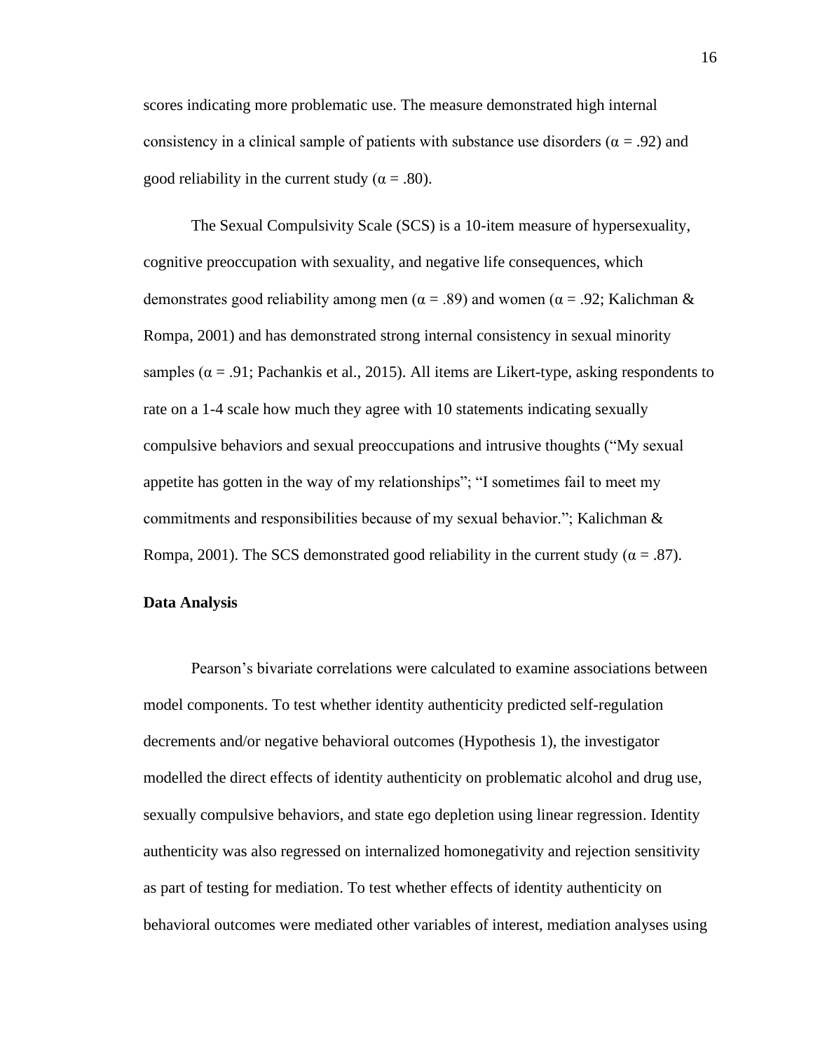scores indicating more problematic use. The measure demonstrated high internal consistency in a clinical sample of patients with substance use disorders ($\alpha = .92$) and good reliability in the current study ($\alpha = .80$).

The Sexual Compulsivity Scale (SCS) is a 10-item measure of hypersexuality, cognitive preoccupation with sexuality, and negative life consequences, which demonstrates good reliability among men ($\alpha = .89$) and women ($\alpha = .92$; Kalichman & Rompa, 2001) and has demonstrated strong internal consistency in sexual minority samples ($\alpha = .91$; Pachankis et al., 2015). All items are Likert-type, asking respondents to rate on a 1-4 scale how much they agree with 10 statements indicating sexually compulsive behaviors and sexual preoccupations and intrusive thoughts ("My sexual appetite has gotten in the way of my relationships"; "I sometimes fail to meet my commitments and responsibilities because of my sexual behavior."; Kalichman & Rompa, 2001). The SCS demonstrated good reliability in the current study ($\alpha = .87$).

**Data Analysis**

Pearson's bivariate correlations were calculated to examine associations between model components. To test whether identity authenticity predicted self-regulation decrements and/or negative behavioral outcomes (Hypothesis 1), the investigator modelled the direct effects of identity authenticity on problematic alcohol and drug use, sexually compulsive behaviors, and state ego depletion using linear regression. Identity authenticity was also regressed on internalized homonegativity and rejection sensitivity as part of testing for mediation. To test whether effects of identity authenticity on behavioral outcomes were mediated other variables of interest, mediation analyses using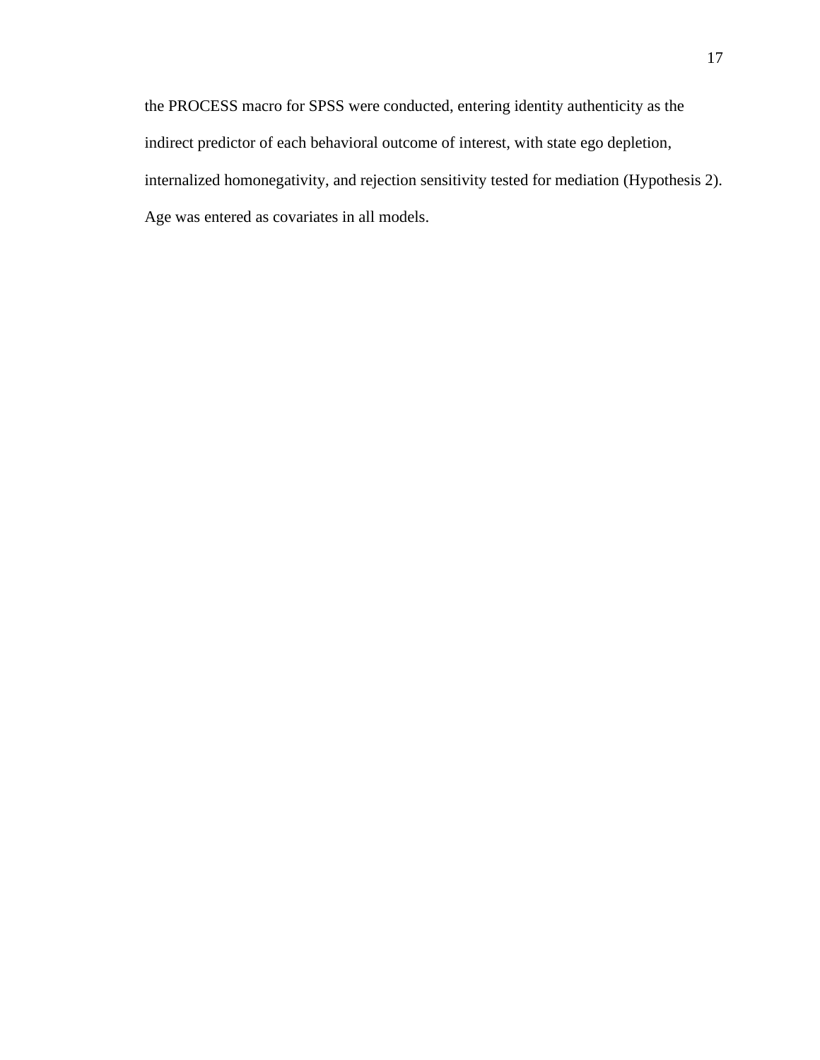the PROCESS macro for SPSS were conducted, entering identity authenticity as the indirect predictor of each behavioral outcome of interest, with state ego depletion, internalized homonegativity, and rejection sensitivity tested for mediation (Hypothesis 2). Age was entered as covariates in all models.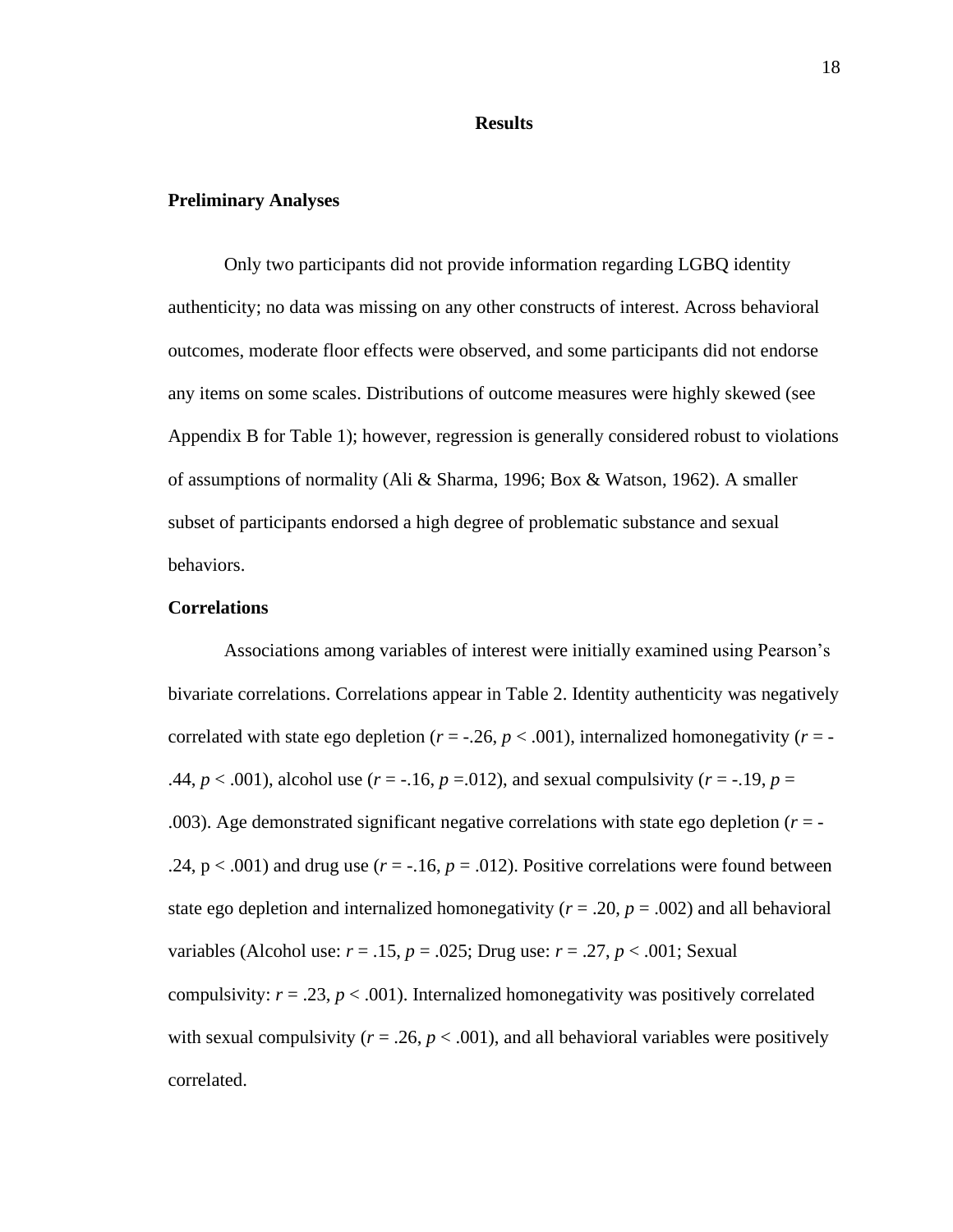# Results

## Preliminary Analyses

Only two participants did not provide information regarding LGBQ identity authenticity; no data was missing on any other constructs of interest. Across behavioral outcomes, moderate floor effects were observed, and some participants did not endorse any items on some scales. Distributions of outcome measures were highly skewed (see Appendix B for Table 1); however, regression is generally considered robust to violations of assumptions of normality (Ali & Sharma, 1996; Box & Watson, 1962). A smaller subset of participants endorsed a high degree of problematic substance and sexual behaviors.

## Correlations

Associations among variables of interest were initially examined using Pearson's bivariate correlations. Correlations appear in Table 2. Identity authenticity was negatively correlated with state ego depletion ($r$ = -.26, $p$ < .001), internalized homonegativity ($r$ = -.44, $p$ < .001), alcohol use ($r$ = -.16, $p$ =.012), and sexual compulsivity ($r$ = -.19, $p$ = .003). Age demonstrated significant negative correlations with state ego depletion ($r$ = -.24, p < .001) and drug use ($r$ = -.16, $p$ = .012). Positive correlations were found between state ego depletion and internalized homonegativity ($r$ = .20, $p$ = .002) and all behavioral variables (Alcohol use: $r$ = .15, $p$ = .025; Drug use: $r$ = .27, $p$ < .001; Sexual compulsivity: $r$ = .23, $p$ < .001). Internalized homonegativity was positively correlated with sexual compulsivity ($r$ = .26, $p$ < .001), and all behavioral variables were positively correlated.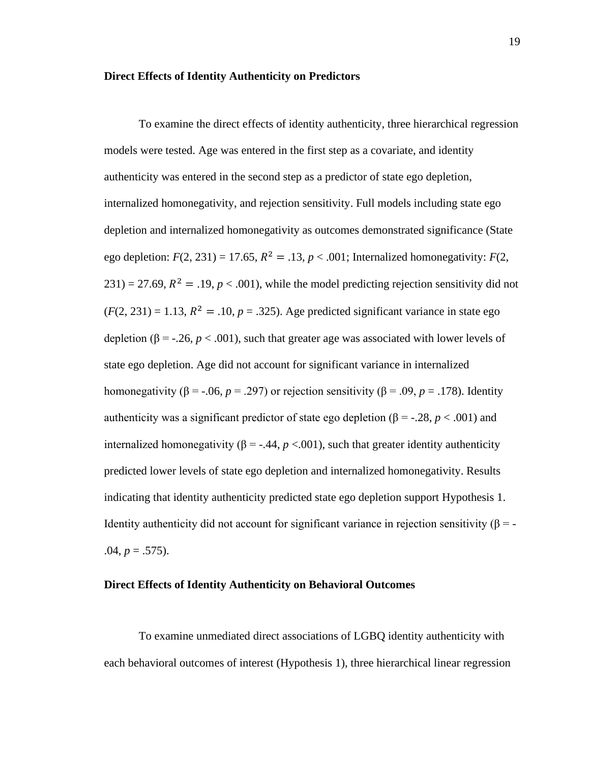**Direct Effects of Identity Authenticity on Predictors**

To examine the direct effects of identity authenticity, three hierarchical regression models were tested. Age was entered in the first step as a covariate, and identity authenticity was entered in the second step as a predictor of state ego depletion, internalized homonegativity, and rejection sensitivity. Full models including state ego depletion and internalized homonegativity as outcomes demonstrated significance (State ego depletion: $F(2, 231) = 17.65$, $R^2 = .13$, $p < .001$; Internalized homonegativity: $F(2, 231) = 27.69$, $R^2 = .19$, $p < .001$), while the model predicting rejection sensitivity did not ($F(2, 231) = 1.13$, $R^2 = .10$, $p = .325$). Age predicted significant variance in state ego depletion ($\beta = -.26$, $p < .001$), such that greater age was associated with lower levels of state ego depletion. Age did not account for significant variance in internalized homonegativity ($\beta = -.06$, $p = .297$) or rejection sensitivity ($\beta = .09$, $p = .178$). Identity authenticity was a significant predictor of state ego depletion ($\beta = -.28$, $p < .001$) and internalized homonegativity ($\beta = -.44$, $p < .001$), such that greater identity authenticity predicted lower levels of state ego depletion and internalized homonegativity. Results indicating that identity authenticity predicted state ego depletion support Hypothesis 1. Identity authenticity did not account for significant variance in rejection sensitivity ($\beta = -.04$, $p = .575$).

**Direct Effects of Identity Authenticity on Behavioral Outcomes**

To examine unmediated direct associations of LGBQ identity authenticity with each behavioral outcomes of interest (Hypothesis 1), three hierarchical linear regression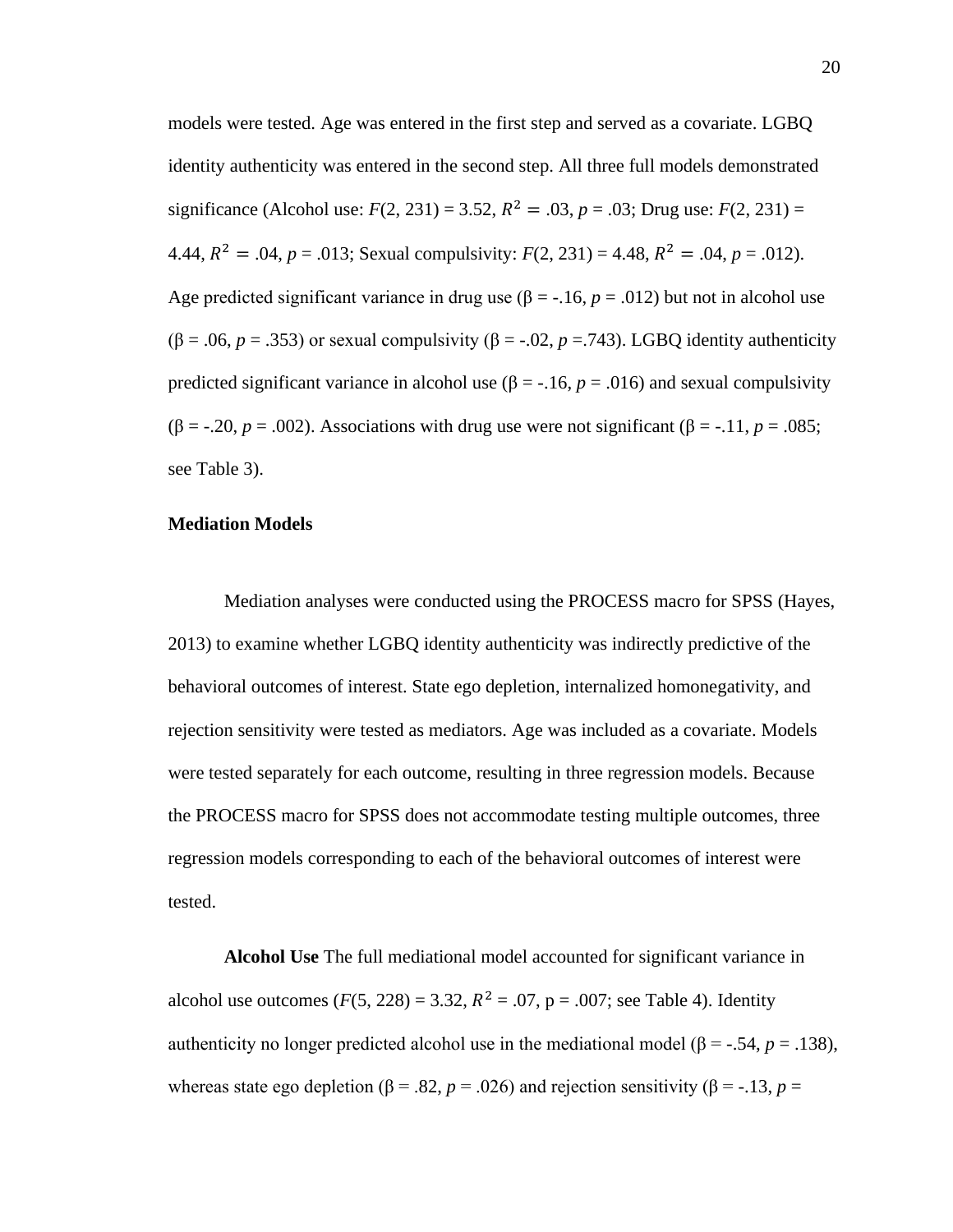models were tested. Age was entered in the first step and served as a covariate. LGBQ identity authenticity was entered in the second step. All three full models demonstrated significance (Alcohol use: $F(2, 231) = 3.52$, $R^2 = .03$, $p = .03$; Drug use: $F(2, 231) = 4.44$, $R^2 = .04$, $p = .013$; Sexual compulsivity: $F(2, 231) = 4.48$, $R^2 = .04$, $p = .012$). Age predicted significant variance in drug use (β = -.16, $p = .012$) but not in alcohol use (β = .06, $p = .353$) or sexual compulsivity (β = -.02, $p = .743$). LGBQ identity authenticity predicted significant variance in alcohol use (β = -.16, $p = .016$) and sexual compulsivity (β = -.20, $p = .002$). Associations with drug use were not significant (β = -.11, $p = .085$; see Table 3).

**Mediation Models**

Mediation analyses were conducted using the PROCESS macro for SPSS (Hayes, 2013) to examine whether LGBQ identity authenticity was indirectly predictive of the behavioral outcomes of interest. State ego depletion, internalized homonegativity, and rejection sensitivity were tested as mediators. Age was included as a covariate. Models were tested separately for each outcome, resulting in three regression models. Because the PROCESS macro for SPSS does not accommodate testing multiple outcomes, three regression models corresponding to each of the behavioral outcomes of interest were tested.

**Alcohol Use** The full mediational model accounted for significant variance in alcohol use outcomes ($F(5, 228) = 3.32$, $R^2 = .07$, p = .007; see Table 4). Identity authenticity no longer predicted alcohol use in the mediational model (β = -.54, $p = .138$), whereas state ego depletion (β = .82, $p = .026$) and rejection sensitivity (β = -.13, $p =$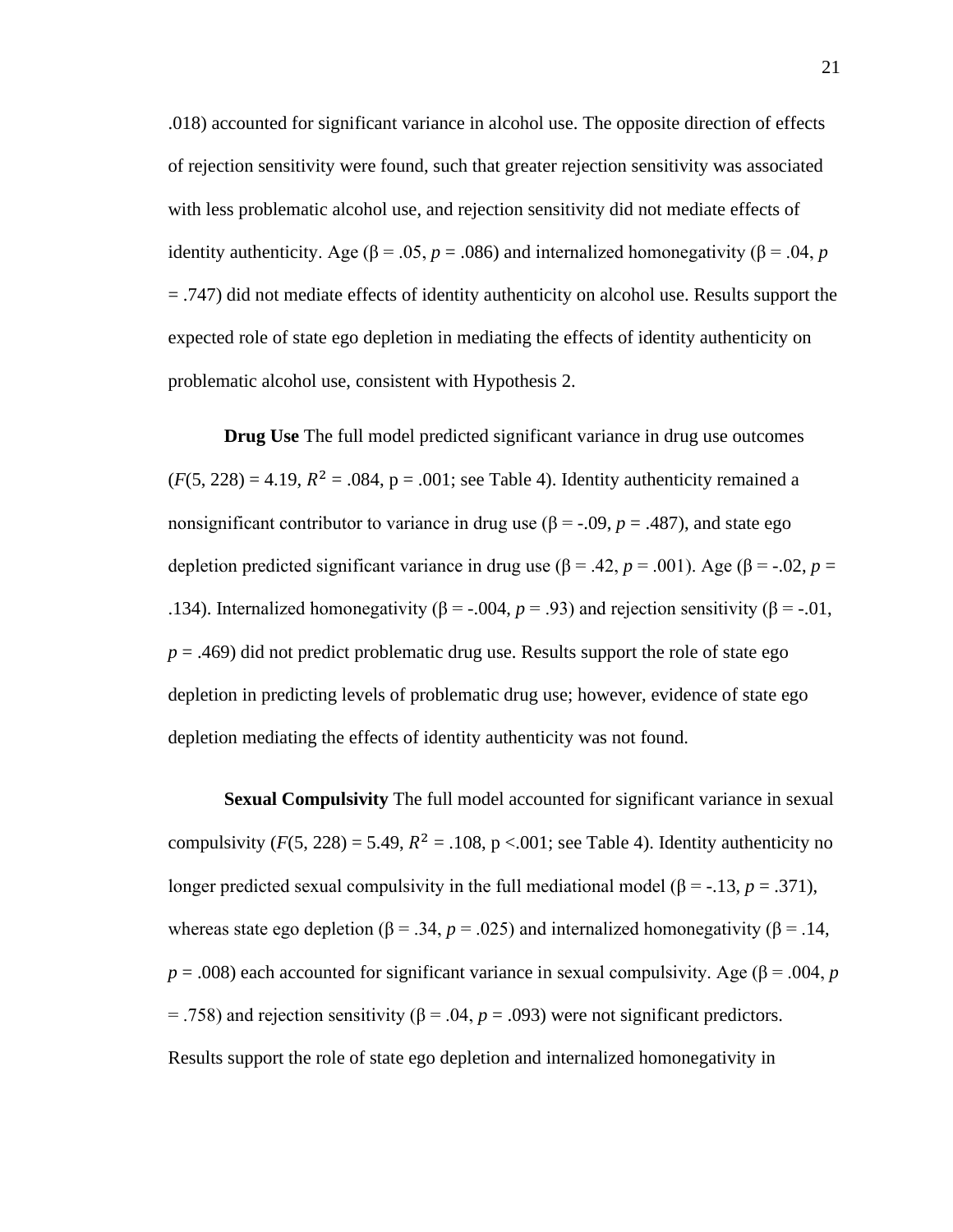.018) accounted for significant variance in alcohol use. The opposite direction of effects of rejection sensitivity were found, such that greater rejection sensitivity was associated with less problematic alcohol use, and rejection sensitivity did not mediate effects of identity authenticity. Age (β = .05, *p* = .086) and internalized homonegativity (β = .04, *p* = .747) did not mediate effects of identity authenticity on alcohol use. Results support the expected role of state ego depletion in mediating the effects of identity authenticity on problematic alcohol use, consistent with Hypothesis 2.

**Drug Use** The full model predicted significant variance in drug use outcomes ($F(5, 228) = 4.19$, $R^2 = .084$, p = .001; see Table 4). Identity authenticity remained a nonsignificant contributor to variance in drug use (β = -.09, *p* = .487), and state ego depletion predicted significant variance in drug use (β = .42, *p* = .001). Age (β = -.02, *p* = .134). Internalized homonegativity (β = -.004, *p* = .93) and rejection sensitivity (β = -.01, *p* = .469) did not predict problematic drug use. Results support the role of state ego depletion in predicting levels of problematic drug use; however, evidence of state ego depletion mediating the effects of identity authenticity was not found.

**Sexual Compulsivity** The full model accounted for significant variance in sexual compulsivity ($F(5, 228) = 5.49$, $R^2 = .108$, p <.001; see Table 4). Identity authenticity no longer predicted sexual compulsivity in the full mediational model (β = -.13, *p* = .371), whereas state ego depletion (β = .34, *p* = .025) and internalized homonegativity (β = .14, *p* = .008) each accounted for significant variance in sexual compulsivity. Age (β = .004, *p* = .758) and rejection sensitivity (β = .04, *p* = .093) were not significant predictors. Results support the role of state ego depletion and internalized homonegativity in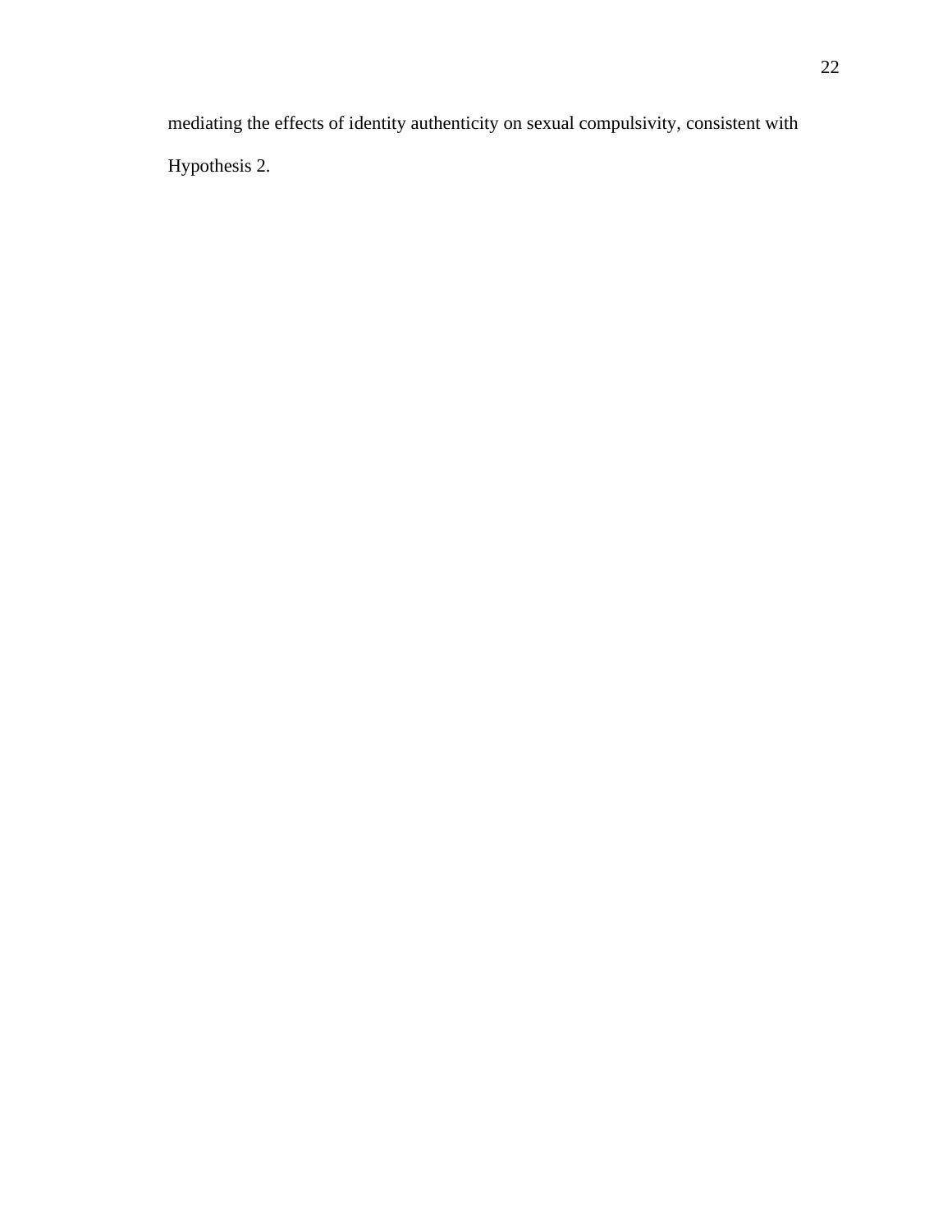mediating the effects of identity authenticity on sexual compulsivity, consistent with Hypothesis 2.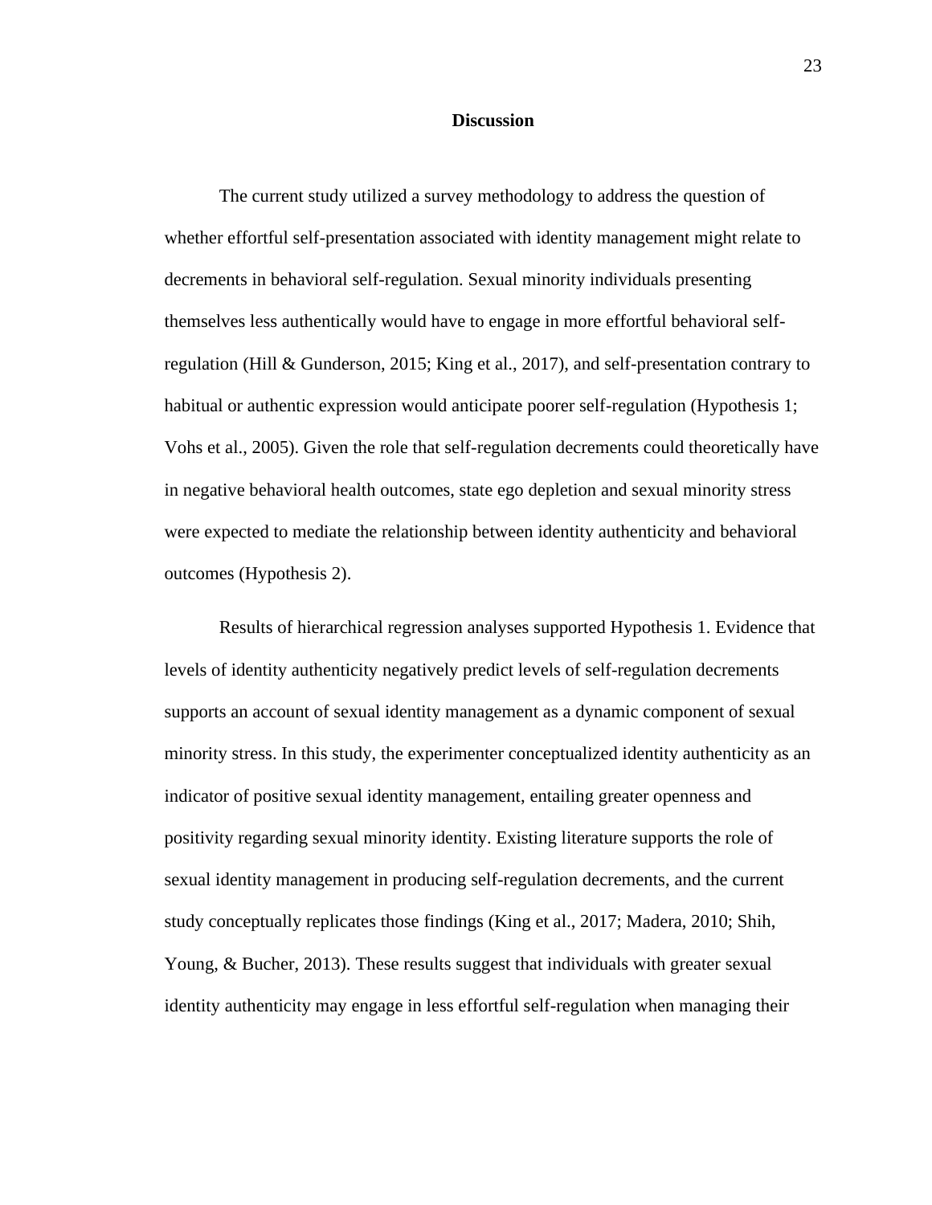## Discussion

The current study utilized a survey methodology to address the question of whether effortful self-presentation associated with identity management might relate to decrements in behavioral self-regulation. Sexual minority individuals presenting themselves less authentically would have to engage in more effortful behavioral self-regulation (Hill & Gunderson, 2015; King et al., 2017), and self-presentation contrary to habitual or authentic expression would anticipate poorer self-regulation (Hypothesis 1; Vohs et al., 2005). Given the role that self-regulation decrements could theoretically have in negative behavioral health outcomes, state ego depletion and sexual minority stress were expected to mediate the relationship between identity authenticity and behavioral outcomes (Hypothesis 2).

Results of hierarchical regression analyses supported Hypothesis 1. Evidence that levels of identity authenticity negatively predict levels of self-regulation decrements supports an account of sexual identity management as a dynamic component of sexual minority stress. In this study, the experimenter conceptualized identity authenticity as an indicator of positive sexual identity management, entailing greater openness and positivity regarding sexual minority identity. Existing literature supports the role of sexual identity management in producing self-regulation decrements, and the current study conceptually replicates those findings (King et al., 2017; Madera, 2010; Shih, Young, & Bucher, 2013). These results suggest that individuals with greater sexual identity authenticity may engage in less effortful self-regulation when managing their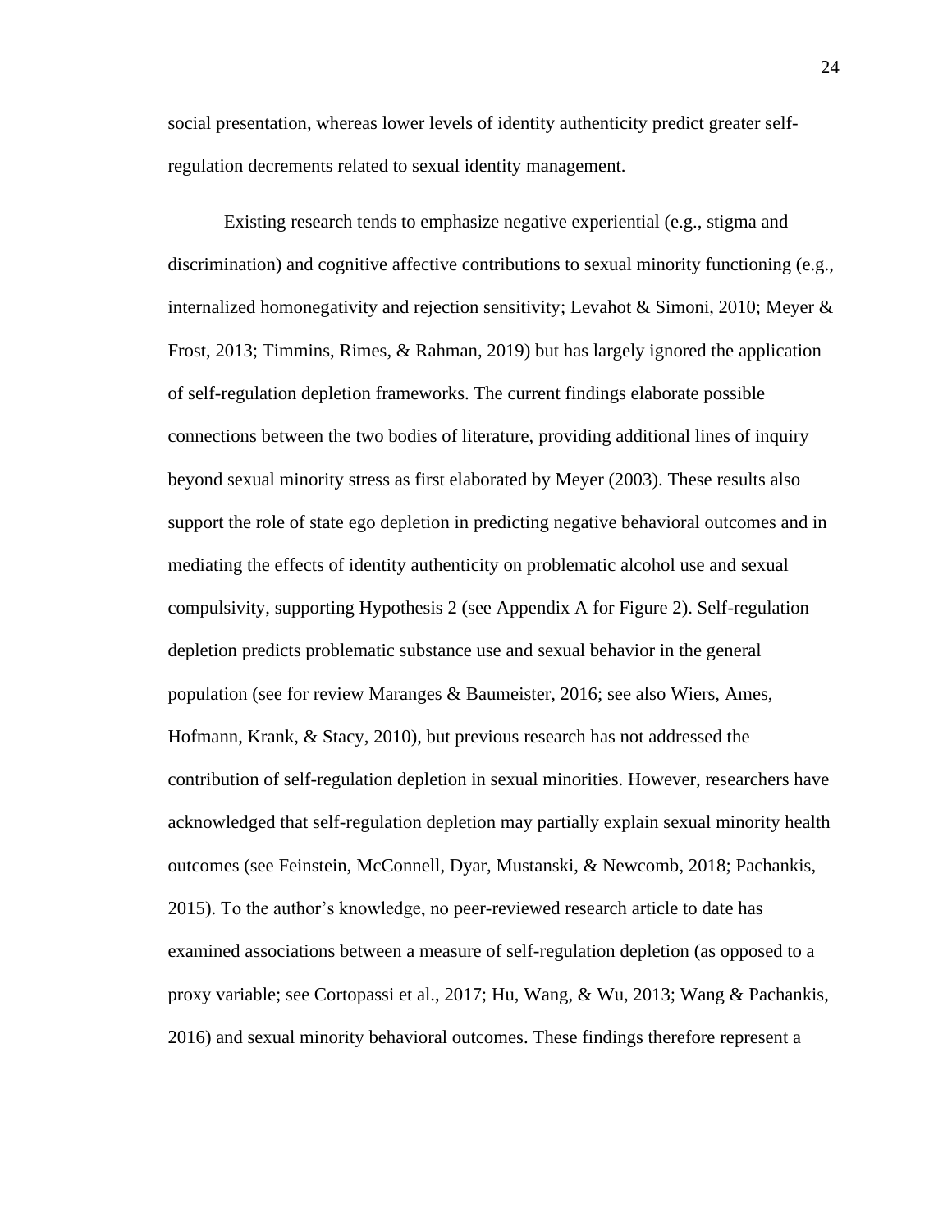social presentation, whereas lower levels of identity authenticity predict greater self-regulation decrements related to sexual identity management.

Existing research tends to emphasize negative experiential (e.g., stigma and discrimination) and cognitive affective contributions to sexual minority functioning (e.g., internalized homonegativity and rejection sensitivity; Levahot & Simoni, 2010; Meyer & Frost, 2013; Timmins, Rimes, & Rahman, 2019) but has largely ignored the application of self-regulation depletion frameworks. The current findings elaborate possible connections between the two bodies of literature, providing additional lines of inquiry beyond sexual minority stress as first elaborated by Meyer (2003). These results also support the role of state ego depletion in predicting negative behavioral outcomes and in mediating the effects of identity authenticity on problematic alcohol use and sexual compulsivity, supporting Hypothesis 2 (see Appendix A for Figure 2). Self-regulation depletion predicts problematic substance use and sexual behavior in the general population (see for review Maranges & Baumeister, 2016; see also Wiers, Ames, Hofmann, Krank, & Stacy, 2010), but previous research has not addressed the contribution of self-regulation depletion in sexual minorities. However, researchers have acknowledged that self-regulation depletion may partially explain sexual minority health outcomes (see Feinstein, McConnell, Dyar, Mustanski, & Newcomb, 2018; Pachankis, 2015). To the author's knowledge, no peer-reviewed research article to date has examined associations between a measure of self-regulation depletion (as opposed to a proxy variable; see Cortopassi et al., 2017; Hu, Wang, & Wu, 2013; Wang & Pachankis, 2016) and sexual minority behavioral outcomes. These findings therefore represent a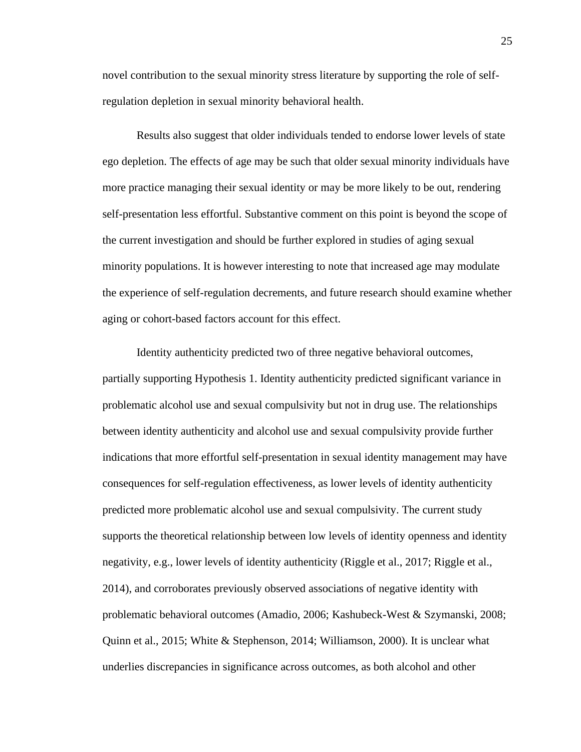novel contribution to the sexual minority stress literature by supporting the role of self-regulation depletion in sexual minority behavioral health.

Results also suggest that older individuals tended to endorse lower levels of state ego depletion. The effects of age may be such that older sexual minority individuals have more practice managing their sexual identity or may be more likely to be out, rendering self-presentation less effortful. Substantive comment on this point is beyond the scope of the current investigation and should be further explored in studies of aging sexual minority populations. It is however interesting to note that increased age may modulate the experience of self-regulation decrements, and future research should examine whether aging or cohort-based factors account for this effect.

Identity authenticity predicted two of three negative behavioral outcomes, partially supporting Hypothesis 1. Identity authenticity predicted significant variance in problematic alcohol use and sexual compulsivity but not in drug use. The relationships between identity authenticity and alcohol use and sexual compulsivity provide further indications that more effortful self-presentation in sexual identity management may have consequences for self-regulation effectiveness, as lower levels of identity authenticity predicted more problematic alcohol use and sexual compulsivity. The current study supports the theoretical relationship between low levels of identity openness and identity negativity, e.g., lower levels of identity authenticity (Riggle et al., 2017; Riggle et al., 2014), and corroborates previously observed associations of negative identity with problematic behavioral outcomes (Amadio, 2006; Kashubeck-West & Szymanski, 2008; Quinn et al., 2015; White & Stephenson, 2014; Williamson, 2000). It is unclear what underlies discrepancies in significance across outcomes, as both alcohol and other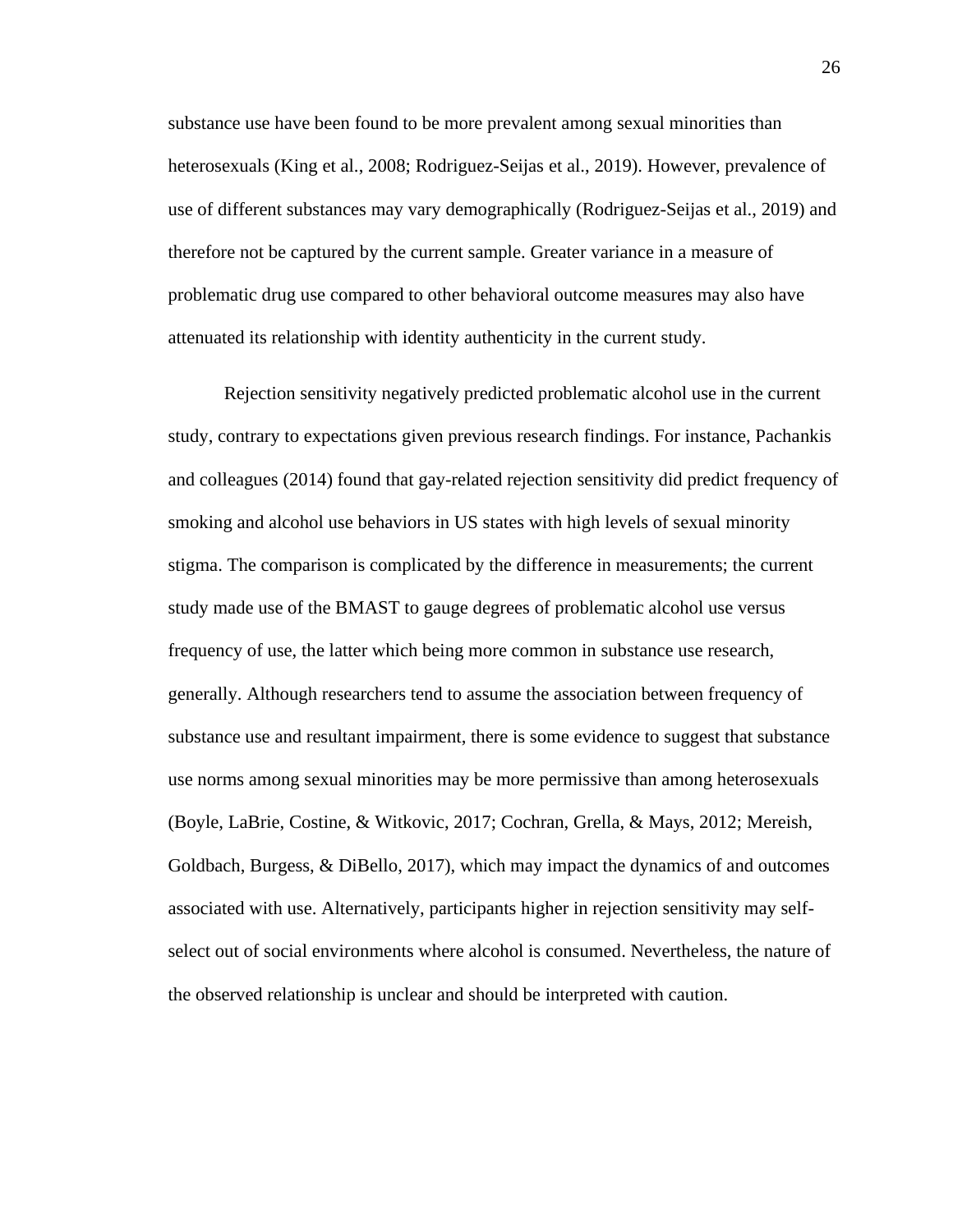substance use have been found to be more prevalent among sexual minorities than heterosexuals (King et al., 2008; Rodriguez-Seijas et al., 2019). However, prevalence of use of different substances may vary demographically (Rodriguez-Seijas et al., 2019) and therefore not be captured by the current sample. Greater variance in a measure of problematic drug use compared to other behavioral outcome measures may also have attenuated its relationship with identity authenticity in the current study.

Rejection sensitivity negatively predicted problematic alcohol use in the current study, contrary to expectations given previous research findings. For instance, Pachankis and colleagues (2014) found that gay-related rejection sensitivity did predict frequency of smoking and alcohol use behaviors in US states with high levels of sexual minority stigma. The comparison is complicated by the difference in measurements; the current study made use of the BMAST to gauge degrees of problematic alcohol use versus frequency of use, the latter which being more common in substance use research, generally. Although researchers tend to assume the association between frequency of substance use and resultant impairment, there is some evidence to suggest that substance use norms among sexual minorities may be more permissive than among heterosexuals (Boyle, LaBrie, Costine, & Witkovic, 2017; Cochran, Grella, & Mays, 2012; Mereish, Goldbach, Burgess, & DiBello, 2017), which may impact the dynamics of and outcomes associated with use. Alternatively, participants higher in rejection sensitivity may self-select out of social environments where alcohol is consumed. Nevertheless, the nature of the observed relationship is unclear and should be interpreted with caution.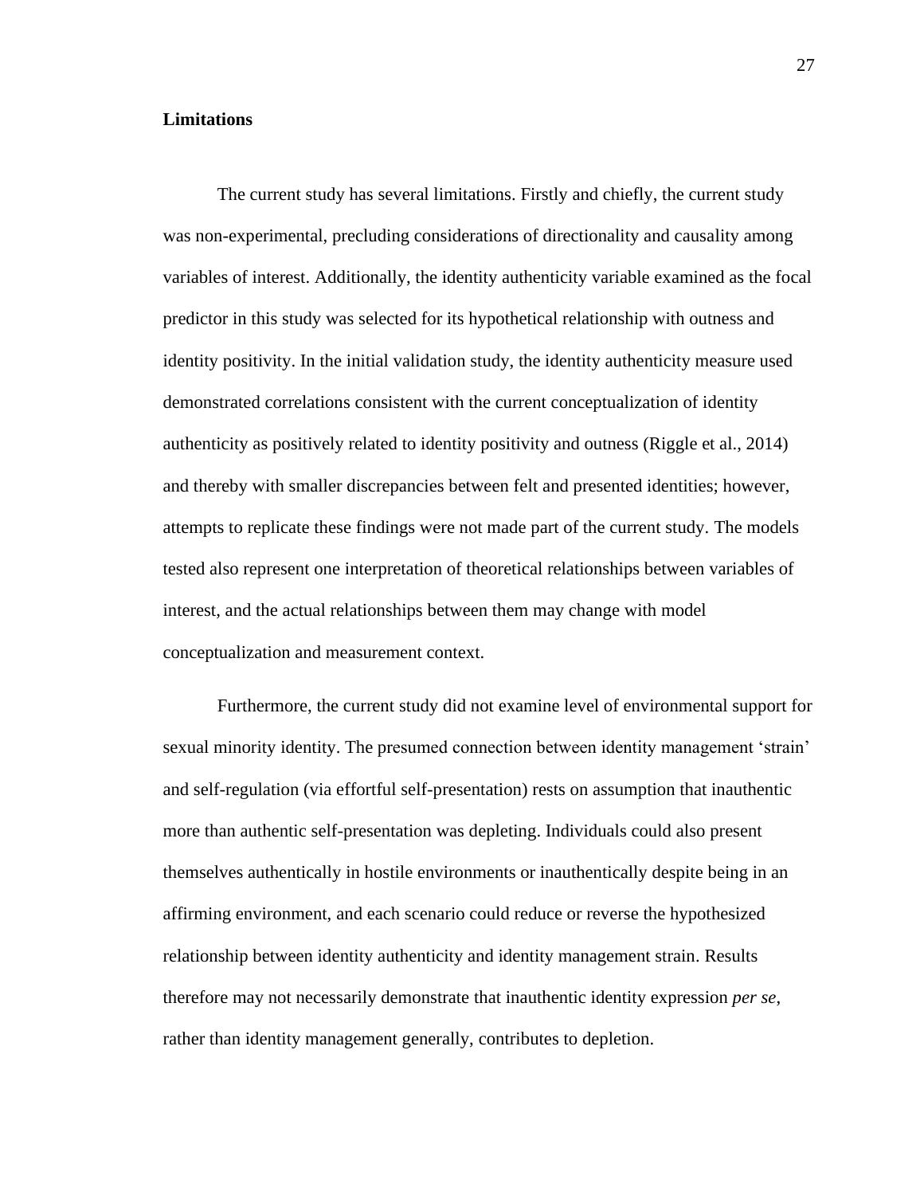**Limitations**

The current study has several limitations. Firstly and chiefly, the current study was non-experimental, precluding considerations of directionality and causality among variables of interest. Additionally, the identity authenticity variable examined as the focal predictor in this study was selected for its hypothetical relationship with outness and identity positivity. In the initial validation study, the identity authenticity measure used demonstrated correlations consistent with the current conceptualization of identity authenticity as positively related to identity positivity and outness (Riggle et al., 2014) and thereby with smaller discrepancies between felt and presented identities; however, attempts to replicate these findings were not made part of the current study. The models tested also represent one interpretation of theoretical relationships between variables of interest, and the actual relationships between them may change with model conceptualization and measurement context.

Furthermore, the current study did not examine level of environmental support for sexual minority identity. The presumed connection between identity management 'strain' and self-regulation (via effortful self-presentation) rests on assumption that inauthentic more than authentic self-presentation was depleting. Individuals could also present themselves authentically in hostile environments or inauthentically despite being in an affirming environment, and each scenario could reduce or reverse the hypothesized relationship between identity authenticity and identity management strain. Results therefore may not necessarily demonstrate that inauthentic identity expression *per se*, rather than identity management generally, contributes to depletion.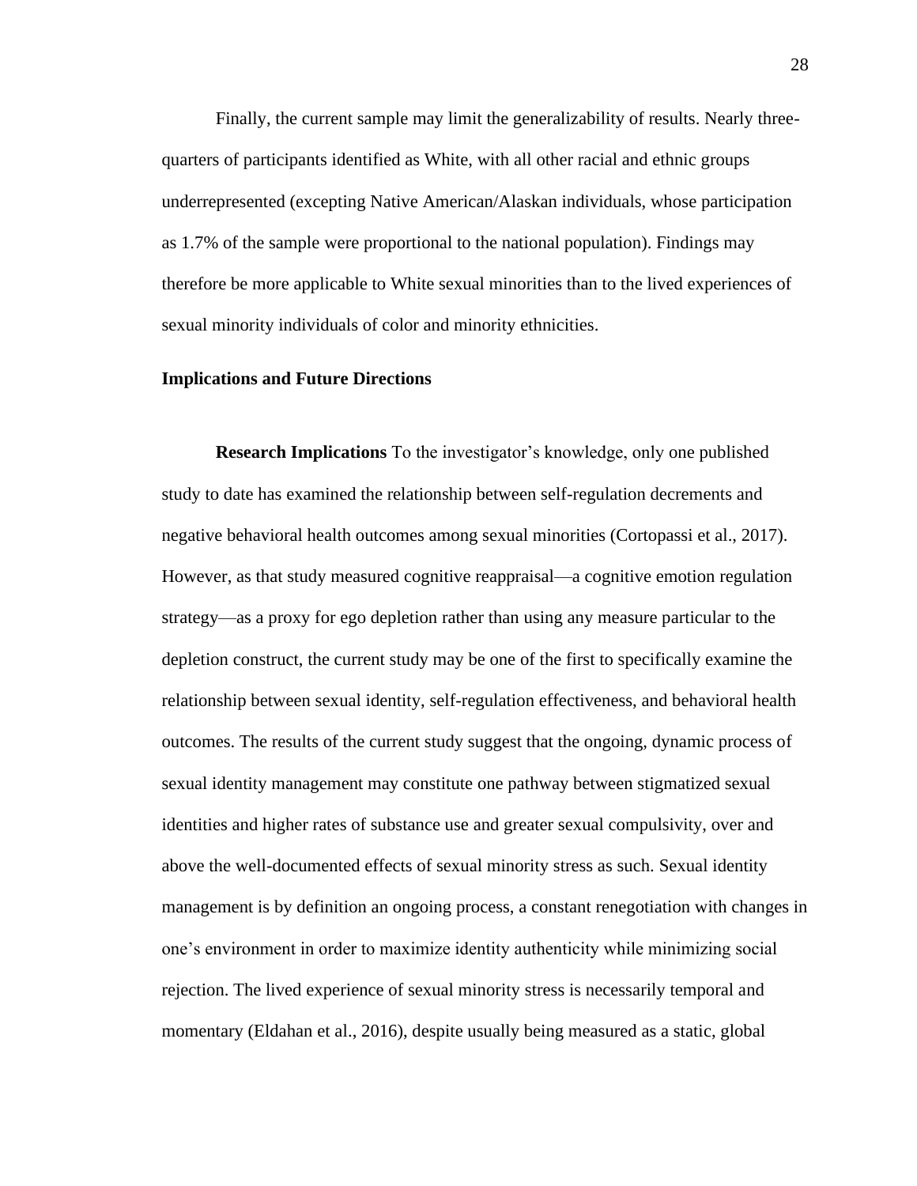Finally, the current sample may limit the generalizability of results. Nearly three-quarters of participants identified as White, with all other racial and ethnic groups underrepresented (excepting Native American/Alaskan individuals, whose participation as 1.7% of the sample were proportional to the national population). Findings may therefore be more applicable to White sexual minorities than to the lived experiences of sexual minority individuals of color and minority ethnicities.

## Implications and Future Directions

**Research Implications** To the investigator's knowledge, only one published study to date has examined the relationship between self-regulation decrements and negative behavioral health outcomes among sexual minorities (Cortopassi et al., 2017). However, as that study measured cognitive reappraisal—a cognitive emotion regulation strategy—as a proxy for ego depletion rather than using any measure particular to the depletion construct, the current study may be one of the first to specifically examine the relationship between sexual identity, self-regulation effectiveness, and behavioral health outcomes. The results of the current study suggest that the ongoing, dynamic process of sexual identity management may constitute one pathway between stigmatized sexual identities and higher rates of substance use and greater sexual compulsivity, over and above the well-documented effects of sexual minority stress as such. Sexual identity management is by definition an ongoing process, a constant renegotiation with changes in one's environment in order to maximize identity authenticity while minimizing social rejection. The lived experience of sexual minority stress is necessarily temporal and momentary (Eldahan et al., 2016), despite usually being measured as a static, global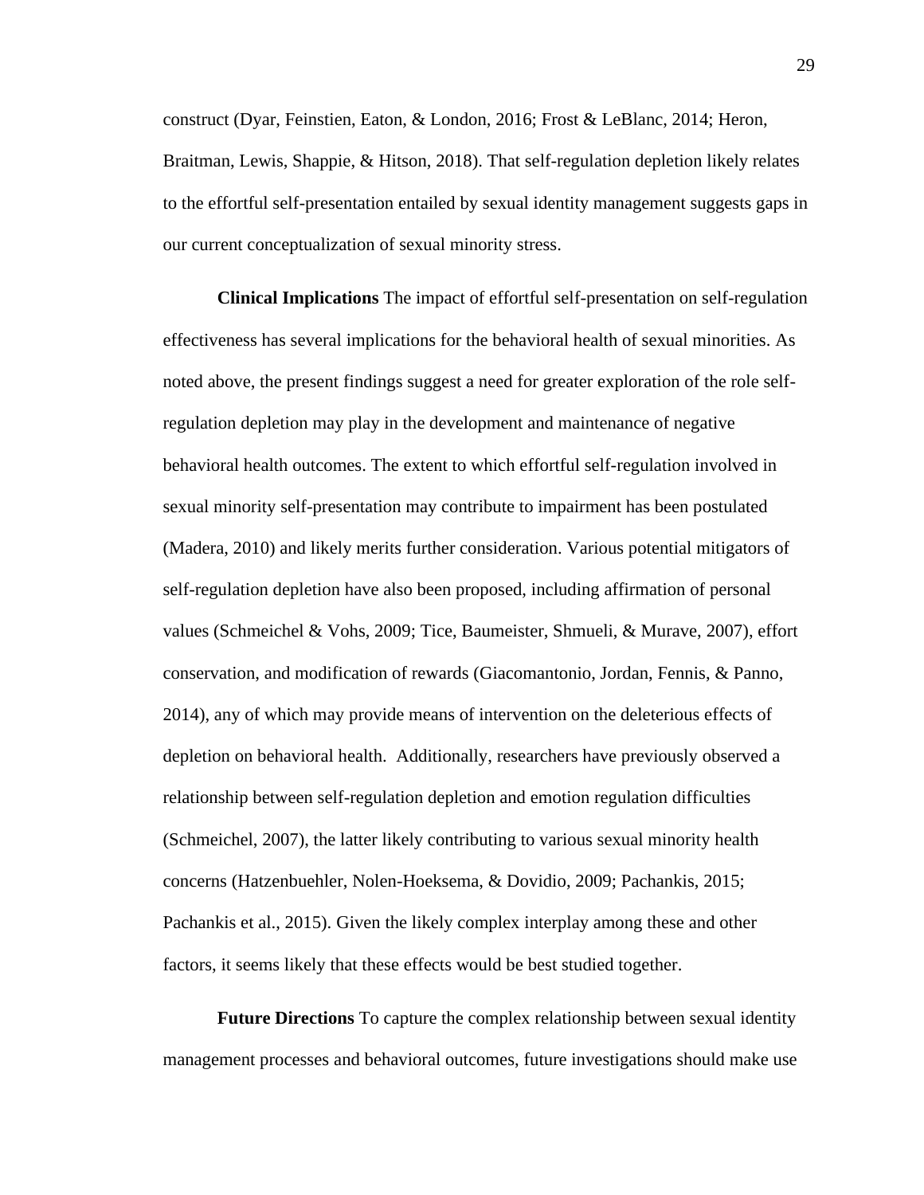construct (Dyar, Feinstien, Eaton, & London, 2016; Frost & LeBlanc, 2014; Heron, Braitman, Lewis, Shappie, & Hitson, 2018). That self-regulation depletion likely relates to the effortful self-presentation entailed by sexual identity management suggests gaps in our current conceptualization of sexual minority stress.

**Clinical Implications** The impact of effortful self-presentation on self-regulation effectiveness has several implications for the behavioral health of sexual minorities. As noted above, the present findings suggest a need for greater exploration of the role self-regulation depletion may play in the development and maintenance of negative behavioral health outcomes. The extent to which effortful self-regulation involved in sexual minority self-presentation may contribute to impairment has been postulated (Madera, 2010) and likely merits further consideration. Various potential mitigators of self-regulation depletion have also been proposed, including affirmation of personal values (Schmeichel & Vohs, 2009; Tice, Baumeister, Shmueli, & Murave, 2007), effort conservation, and modification of rewards (Giacomantonio, Jordan, Fennis, & Panno, 2014), any of which may provide means of intervention on the deleterious effects of depletion on behavioral health. Additionally, researchers have previously observed a relationship between self-regulation depletion and emotion regulation difficulties (Schmeichel, 2007), the latter likely contributing to various sexual minority health concerns (Hatzenbuehler, Nolen-Hoeksema, & Dovidio, 2009; Pachankis, 2015; Pachankis et al., 2015). Given the likely complex interplay among these and other factors, it seems likely that these effects would be best studied together.

**Future Directions** To capture the complex relationship between sexual identity management processes and behavioral outcomes, future investigations should make use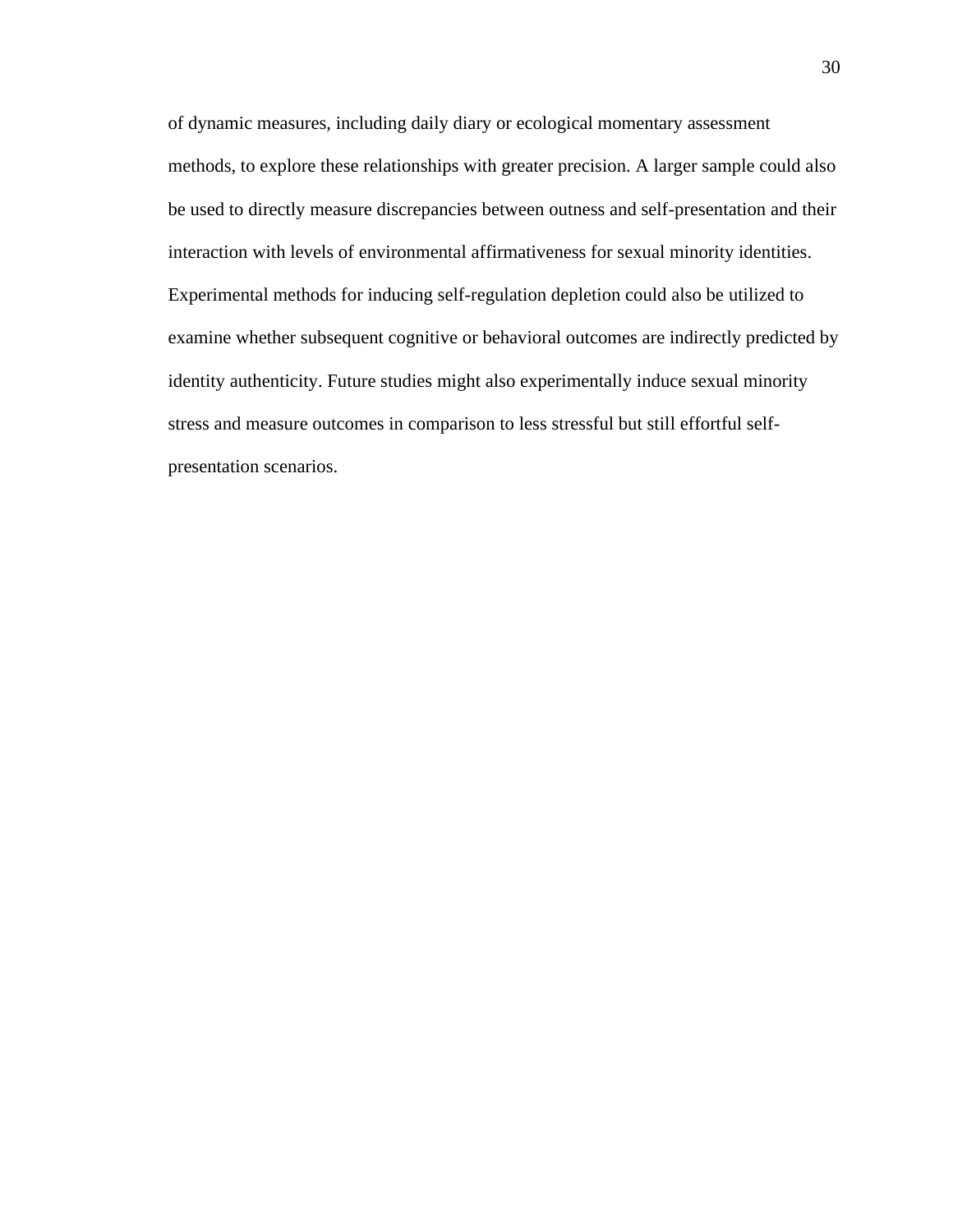of dynamic measures, including daily diary or ecological momentary assessment methods, to explore these relationships with greater precision. A larger sample could also be used to directly measure discrepancies between outness and self-presentation and their interaction with levels of environmental affirmativeness for sexual minority identities. Experimental methods for inducing self-regulation depletion could also be utilized to examine whether subsequent cognitive or behavioral outcomes are indirectly predicted by identity authenticity. Future studies might also experimentally induce sexual minority stress and measure outcomes in comparison to less stressful but still effortful self-presentation scenarios.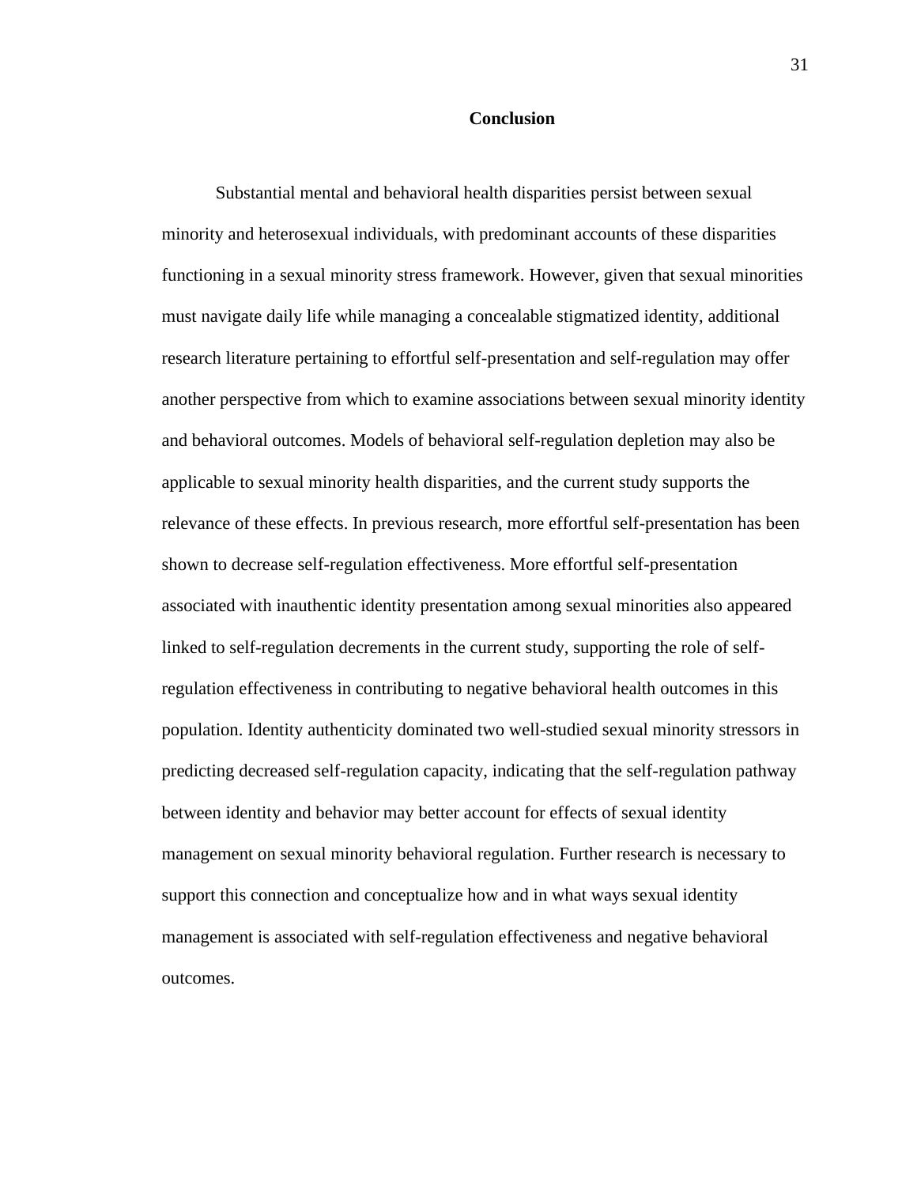# Conclusion

Substantial mental and behavioral health disparities persist between sexual minority and heterosexual individuals, with predominant accounts of these disparities functioning in a sexual minority stress framework. However, given that sexual minorities must navigate daily life while managing a concealable stigmatized identity, additional research literature pertaining to effortful self-presentation and self-regulation may offer another perspective from which to examine associations between sexual minority identity and behavioral outcomes. Models of behavioral self-regulation depletion may also be applicable to sexual minority health disparities, and the current study supports the relevance of these effects. In previous research, more effortful self-presentation has been shown to decrease self-regulation effectiveness. More effortful self-presentation associated with inauthentic identity presentation among sexual minorities also appeared linked to self-regulation decrements in the current study, supporting the role of self-regulation effectiveness in contributing to negative behavioral health outcomes in this population. Identity authenticity dominated two well-studied sexual minority stressors in predicting decreased self-regulation capacity, indicating that the self-regulation pathway between identity and behavior may better account for effects of sexual identity management on sexual minority behavioral regulation. Further research is necessary to support this connection and conceptualize how and in what ways sexual identity management is associated with self-regulation effectiveness and negative behavioral outcomes.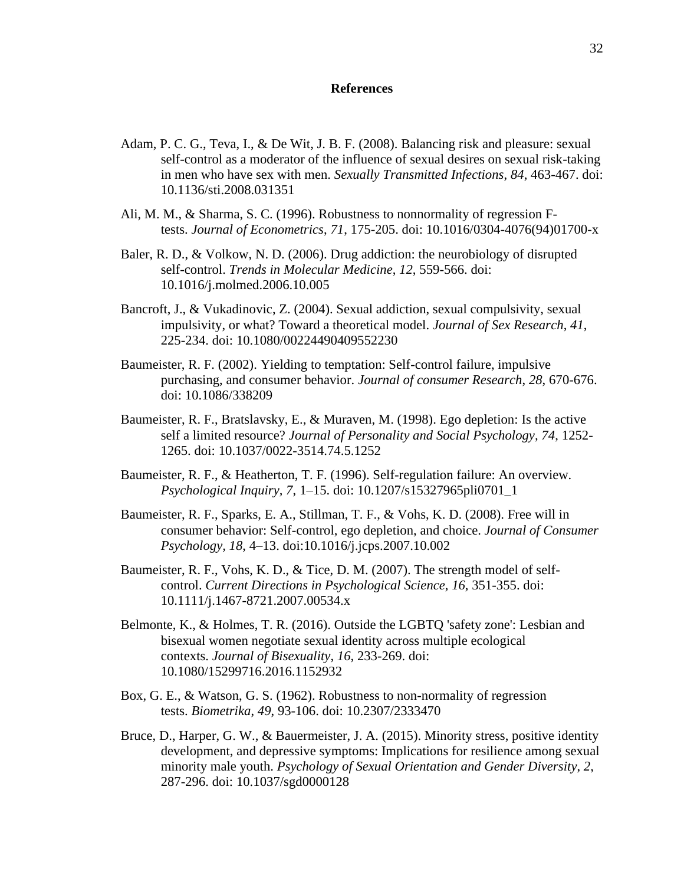# References

Adam, P. C. G., Teva, I., & De Wit, J. B. F. (2008). Balancing risk and pleasure: sexual self-control as a moderator of the influence of sexual desires on sexual risk-taking in men who have sex with men. *Sexually Transmitted Infections*, *84*, 463-467. doi: 10.1136/sti.2008.031351

Ali, M. M., & Sharma, S. C. (1996). Robustness to nonnormality of regression F-tests. *Journal of Econometrics*, *71*, 175-205. doi: 10.1016/0304-4076(94)01700-x

Baler, R. D., & Volkow, N. D. (2006). Drug addiction: the neurobiology of disrupted self-control. *Trends in Molecular Medicine*, *12*, 559-566. doi: 10.1016/j.molmed.2006.10.005

Bancroft, J., & Vukadinovic, Z. (2004). Sexual addiction, sexual compulsivity, sexual impulsivity, or what? Toward a theoretical model. *Journal of Sex Research*, *41*, 225-234. doi: 10.1080/00224490409552230

Baumeister, R. F. (2002). Yielding to temptation: Self-control failure, impulsive purchasing, and consumer behavior. *Journal of consumer Research*, *28*, 670-676. doi: 10.1086/338209

Baumeister, R. F., Bratslavsky, E., & Muraven, M. (1998). Ego depletion: Is the active self a limited resource? *Journal of Personality and Social Psychology, 74*, 1252-1265. doi: 10.1037/0022-3514.74.5.1252

Baumeister, R. F., & Heatherton, T. F. (1996). Self-regulation failure: An overview. *Psychological Inquiry, 7*, 1–15. doi: 10.1207/s15327965pli0701_1

Baumeister, R. F., Sparks, E. A., Stillman, T. F., & Vohs, K. D. (2008). Free will in consumer behavior: Self-control, ego depletion, and choice. *Journal of Consumer Psychology, 18*, 4–13. doi:10.1016/j.jcps.2007.10.002

Baumeister, R. F., Vohs, K. D., & Tice, D. M. (2007). The strength model of self-control. *Current Directions in Psychological Science*, *16*, 351-355. doi: 10.1111/j.1467-8721.2007.00534.x

Belmonte, K., & Holmes, T. R. (2016). Outside the LGBTQ 'safety zone': Lesbian and bisexual women negotiate sexual identity across multiple ecological contexts. *Journal of Bisexuality*, *16*, 233-269. doi: 10.1080/15299716.2016.1152932

Box, G. E., & Watson, G. S. (1962). Robustness to non-normality of regression tests. *Biometrika*, *49*, 93-106. doi: 10.2307/2333470

Bruce, D., Harper, G. W., & Bauermeister, J. A. (2015). Minority stress, positive identity development, and depressive symptoms: Implications for resilience among sexual minority male youth. *Psychology of Sexual Orientation and Gender Diversity*, *2*, 287-296. doi: 10.1037/sgd0000128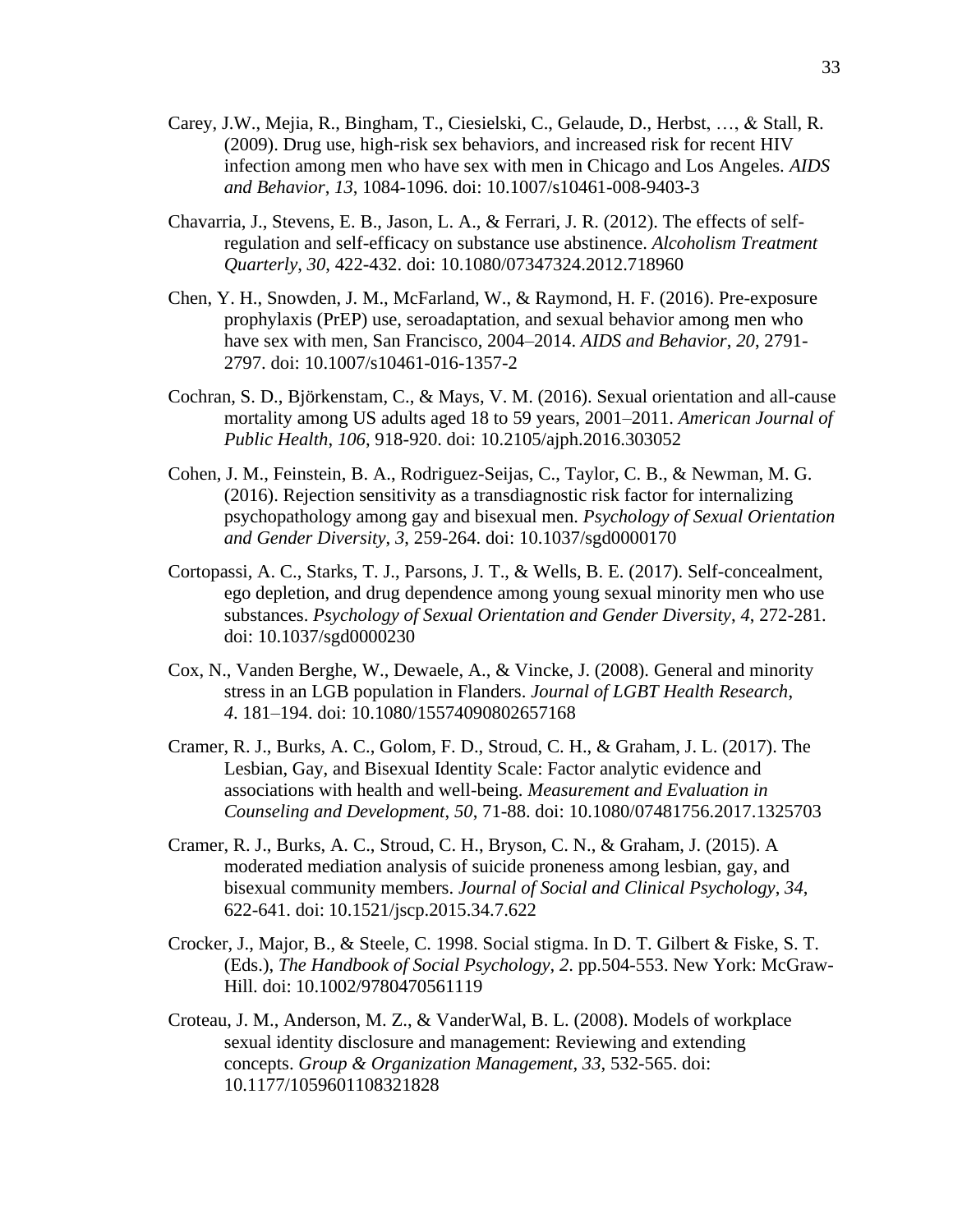Carey, J.W., Mejia, R., Bingham, T., Ciesielski, C., Gelaude, D., Herbst, …, & Stall, R. (2009). Drug use, high-risk sex behaviors, and increased risk for recent HIV infection among men who have sex with men in Chicago and Los Angeles. *AIDS and Behavior*, *13*, 1084-1096. doi: 10.1007/s10461-008-9403-3

Chavarria, J., Stevens, E. B., Jason, L. A., & Ferrari, J. R. (2012). The effects of self-regulation and self-efficacy on substance use abstinence. *Alcoholism Treatment Quarterly*, *30*, 422-432. doi: 10.1080/07347324.2012.718960

Chen, Y. H., Snowden, J. M., McFarland, W., & Raymond, H. F. (2016). Pre-exposure prophylaxis (PrEP) use, seroadaptation, and sexual behavior among men who have sex with men, San Francisco, 2004–2014. *AIDS and Behavior*, *20*, 2791-2797. doi: 10.1007/s10461-016-1357-2

Cochran, S. D., Björkenstam, C., & Mays, V. M. (2016). Sexual orientation and all-cause mortality among US adults aged 18 to 59 years, 2001–2011. *American Journal of Public Health*, *106*, 918-920. doi: 10.2105/ajph.2016.303052

Cohen, J. M., Feinstein, B. A., Rodriguez-Seijas, C., Taylor, C. B., & Newman, M. G. (2016). Rejection sensitivity as a transdiagnostic risk factor for internalizing psychopathology among gay and bisexual men. *Psychology of Sexual Orientation and Gender Diversity*, *3*, 259-264. doi: 10.1037/sgd0000170

Cortopassi, A. C., Starks, T. J., Parsons, J. T., & Wells, B. E. (2017). Self-concealment, ego depletion, and drug dependence among young sexual minority men who use substances. *Psychology of Sexual Orientation and Gender Diversity*, *4*, 272-281. doi: 10.1037/sgd0000230

Cox, N., Vanden Berghe, W., Dewaele, A., & Vincke, J. (2008). General and minority stress in an LGB population in Flanders. *Journal of LGBT Health Research*, *4*. 181–194. doi: 10.1080/15574090802657168

Cramer, R. J., Burks, A. C., Golom, F. D., Stroud, C. H., & Graham, J. L. (2017). The Lesbian, Gay, and Bisexual Identity Scale: Factor analytic evidence and associations with health and well-being. *Measurement and Evaluation in Counseling and Development*, *50*, 71-88. doi: 10.1080/07481756.2017.1325703

Cramer, R. J., Burks, A. C., Stroud, C. H., Bryson, C. N., & Graham, J. (2015). A moderated mediation analysis of suicide proneness among lesbian, gay, and bisexual community members. *Journal of Social and Clinical Psychology*, *34*, 622-641. doi: 10.1521/jscp.2015.34.7.622

Crocker, J., Major, B., & Steele, C. 1998. Social stigma. In D. T. Gilbert & Fiske, S. T. (Eds.), *The Handbook of Social Psychology*, *2*. pp.504-553. New York: McGraw-Hill. doi: 10.1002/9780470561119

Croteau, J. M., Anderson, M. Z., & VanderWal, B. L. (2008). Models of workplace sexual identity disclosure and management: Reviewing and extending concepts. *Group & Organization Management*, *33*, 532-565. doi: 10.1177/1059601108321828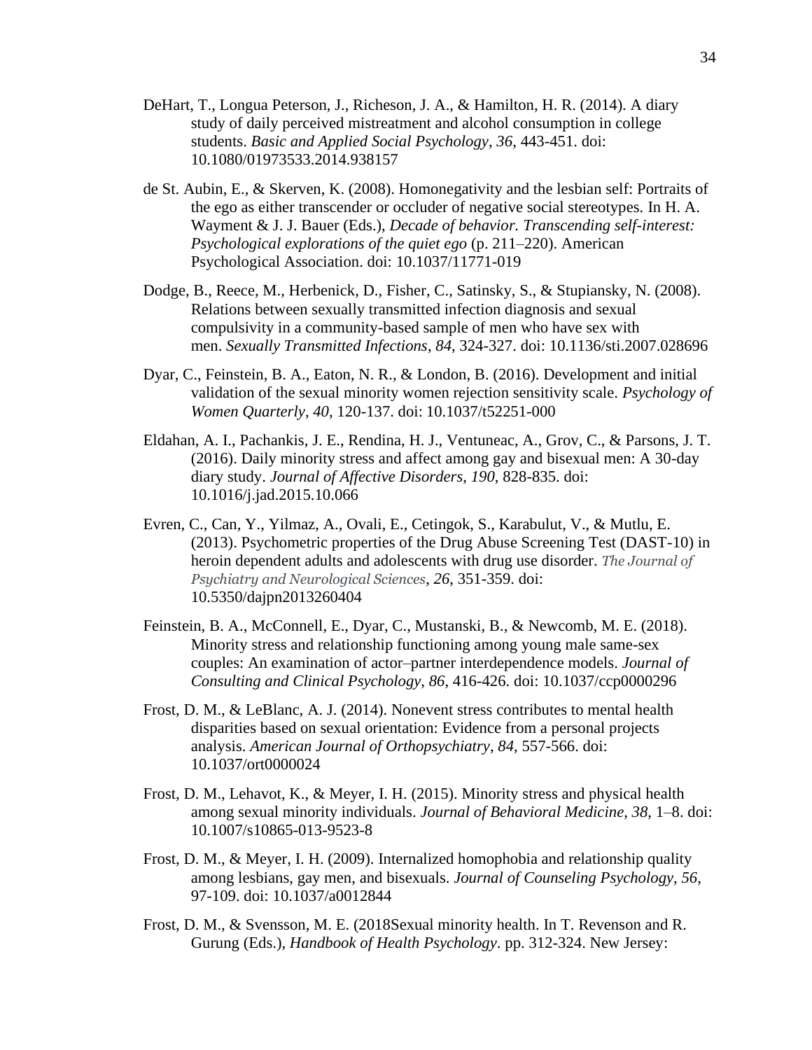DeHart, T., Longua Peterson, J., Richeson, J. A., & Hamilton, H. R. (2014). A diary study of daily perceived mistreatment and alcohol consumption in college students. *Basic and Applied Social Psychology*, *36*, 443-451. doi: 10.1080/01973533.2014.938157

de St. Aubin, E., & Skerven, K. (2008). Homonegativity and the lesbian self: Portraits of the ego as either transcender or occluder of negative social stereotypes. In H. A. Wayment & J. J. Bauer (Eds.), *Decade of behavior. Transcending self-interest: Psychological explorations of the quiet ego* (p. 211–220). American Psychological Association. doi: 10.1037/11771-019

Dodge, B., Reece, M., Herbenick, D., Fisher, C., Satinsky, S., & Stupiansky, N. (2008). Relations between sexually transmitted infection diagnosis and sexual compulsivity in a community-based sample of men who have sex with men. *Sexually Transmitted Infections*, *84*, 324-327. doi: 10.1136/sti.2007.028696

Dyar, C., Feinstein, B. A., Eaton, N. R., & London, B. (2016). Development and initial validation of the sexual minority women rejection sensitivity scale. *Psychology of Women Quarterly*, *40*, 120-137. doi: 10.1037/t52251-000

Eldahan, A. I., Pachankis, J. E., Rendina, H. J., Ventuneac, A., Grov, C., & Parsons, J. T. (2016). Daily minority stress and affect among gay and bisexual men: A 30-day diary study. *Journal of Affective Disorders*, *190*, 828-835. doi: 10.1016/j.jad.2015.10.066

Evren, C., Can, Y., Yilmaz, A., Ovali, E., Cetingok, S., Karabulut, V., & Mutlu, E. (2013). Psychometric properties of the Drug Abuse Screening Test (DAST-10) in heroin dependent adults and adolescents with drug use disorder. *The Journal of Psychiatry and Neurological Sciences*, *26*, 351-359. doi: 10.5350/dajpn2013260404

Feinstein, B. A., McConnell, E., Dyar, C., Mustanski, B., & Newcomb, M. E. (2018). Minority stress and relationship functioning among young male same-sex couples: An examination of actor–partner interdependence models. *Journal of Consulting and Clinical Psychology*, *86*, 416-426. doi: 10.1037/ccp0000296

Frost, D. M., & LeBlanc, A. J. (2014). Nonevent stress contributes to mental health disparities based on sexual orientation: Evidence from a personal projects analysis. *American Journal of Orthopsychiatry*, *84*, 557-566. doi: 10.1037/ort0000024

Frost, D. M., Lehavot, K., & Meyer, I. H. (2015). Minority stress and physical health among sexual minority individuals. *Journal of Behavioral Medicine*, *38*, 1–8. doi: 10.1007/s10865-013-9523-8

Frost, D. M., & Meyer, I. H. (2009). Internalized homophobia and relationship quality among lesbians, gay men, and bisexuals. *Journal of Counseling Psychology*, *56*, 97-109. doi: 10.1037/a0012844

Frost, D. M., & Svensson, M. E. (2018Sexual minority health. In T. Revenson and R. Gurung (Eds.), *Handbook of Health Psychology*. pp. 312-324. New Jersey: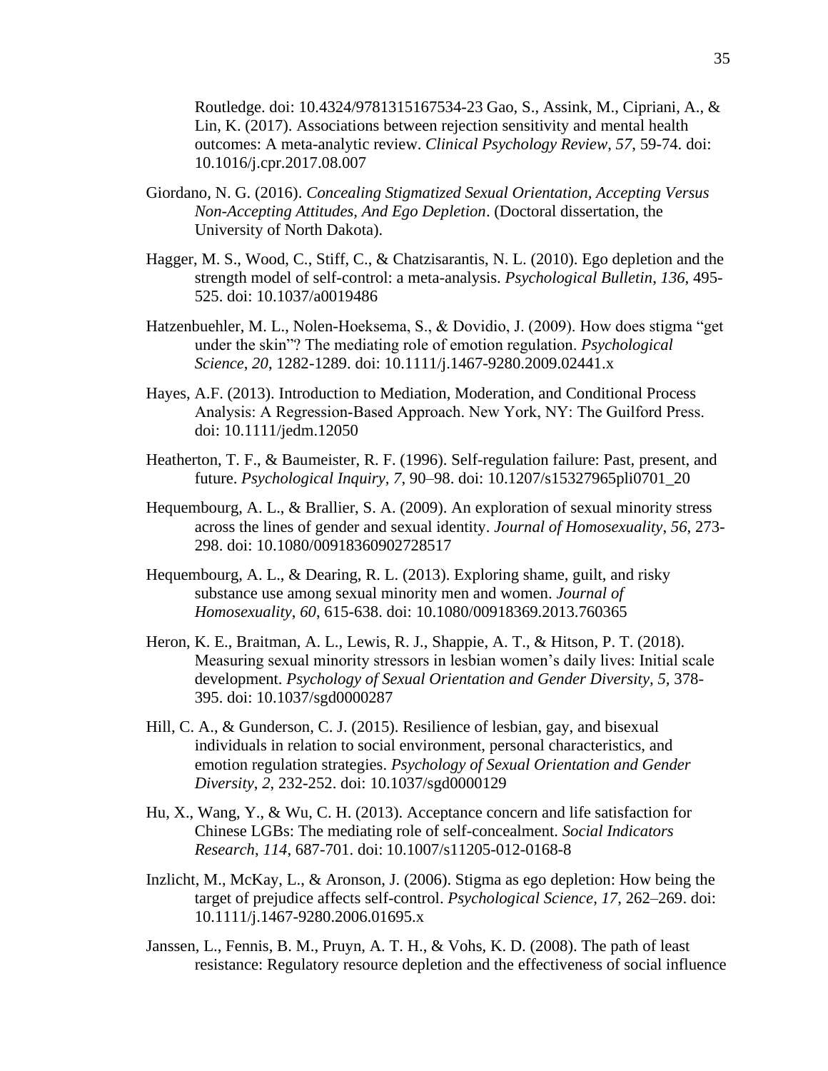Routledge. doi: 10.4324/9781315167534-23 Gao, S., Assink, M., Cipriani, A., & Lin, K. (2017). Associations between rejection sensitivity and mental health outcomes: A meta-analytic review. *Clinical Psychology Review*, *57*, 59-74. doi: 10.1016/j.cpr.2017.08.007

Giordano, N. G. (2016). *Concealing Stigmatized Sexual Orientation, Accepting Versus Non-Accepting Attitudes, And Ego Depletion*. (Doctoral dissertation, the University of North Dakota).

Hagger, M. S., Wood, C., Stiff, C., & Chatzisarantis, N. L. (2010). Ego depletion and the strength model of self-control: a meta-analysis. *Psychological Bulletin*, *136*, 495-525. doi: 10.1037/a0019486

Hatzenbuehler, M. L., Nolen-Hoeksema, S., & Dovidio, J. (2009). How does stigma "get under the skin"? The mediating role of emotion regulation. *Psychological Science*, *20*, 1282-1289. doi: 10.1111/j.1467-9280.2009.02441.x

Hayes, A.F. (2013). Introduction to Mediation, Moderation, and Conditional Process Analysis: A Regression-Based Approach. New York, NY: The Guilford Press. doi: 10.1111/jedm.12050

Heatherton, T. F., & Baumeister, R. F. (1996). Self-regulation failure: Past, present, and future. *Psychological Inquiry, 7*, 90–98. doi: 10.1207/s15327965pli0701_20

Hequembourg, A. L., & Brallier, S. A. (2009). An exploration of sexual minority stress across the lines of gender and sexual identity. *Journal of Homosexuality*, *56*, 273-298. doi: 10.1080/00918360902728517

Hequembourg, A. L., & Dearing, R. L. (2013). Exploring shame, guilt, and risky substance use among sexual minority men and women. *Journal of Homosexuality*, *60*, 615-638. doi: 10.1080/00918369.2013.760365

Heron, K. E., Braitman, A. L., Lewis, R. J., Shappie, A. T., & Hitson, P. T. (2018). Measuring sexual minority stressors in lesbian women's daily lives: Initial scale development. *Psychology of Sexual Orientation and Gender Diversity, 5*, 378-395. doi: 10.1037/sgd0000287

Hill, C. A., & Gunderson, C. J. (2015). Resilience of lesbian, gay, and bisexual individuals in relation to social environment, personal characteristics, and emotion regulation strategies. *Psychology of Sexual Orientation and Gender Diversity*, *2*, 232-252. doi: 10.1037/sgd0000129

Hu, X., Wang, Y., & Wu, C. H. (2013). Acceptance concern and life satisfaction for Chinese LGBs: The mediating role of self-concealment. *Social Indicators Research*, *114*, 687-701. doi: 10.1007/s11205-012-0168-8

Inzlicht, M., McKay, L., & Aronson, J. (2006). Stigma as ego depletion: How being the target of prejudice affects self-control. *Psychological Science*, *17*, 262–269. doi: 10.1111/j.1467-9280.2006.01695.x

Janssen, L., Fennis, B. M., Pruyn, A. T. H., & Vohs, K. D. (2008). The path of least resistance: Regulatory resource depletion and the effectiveness of social influence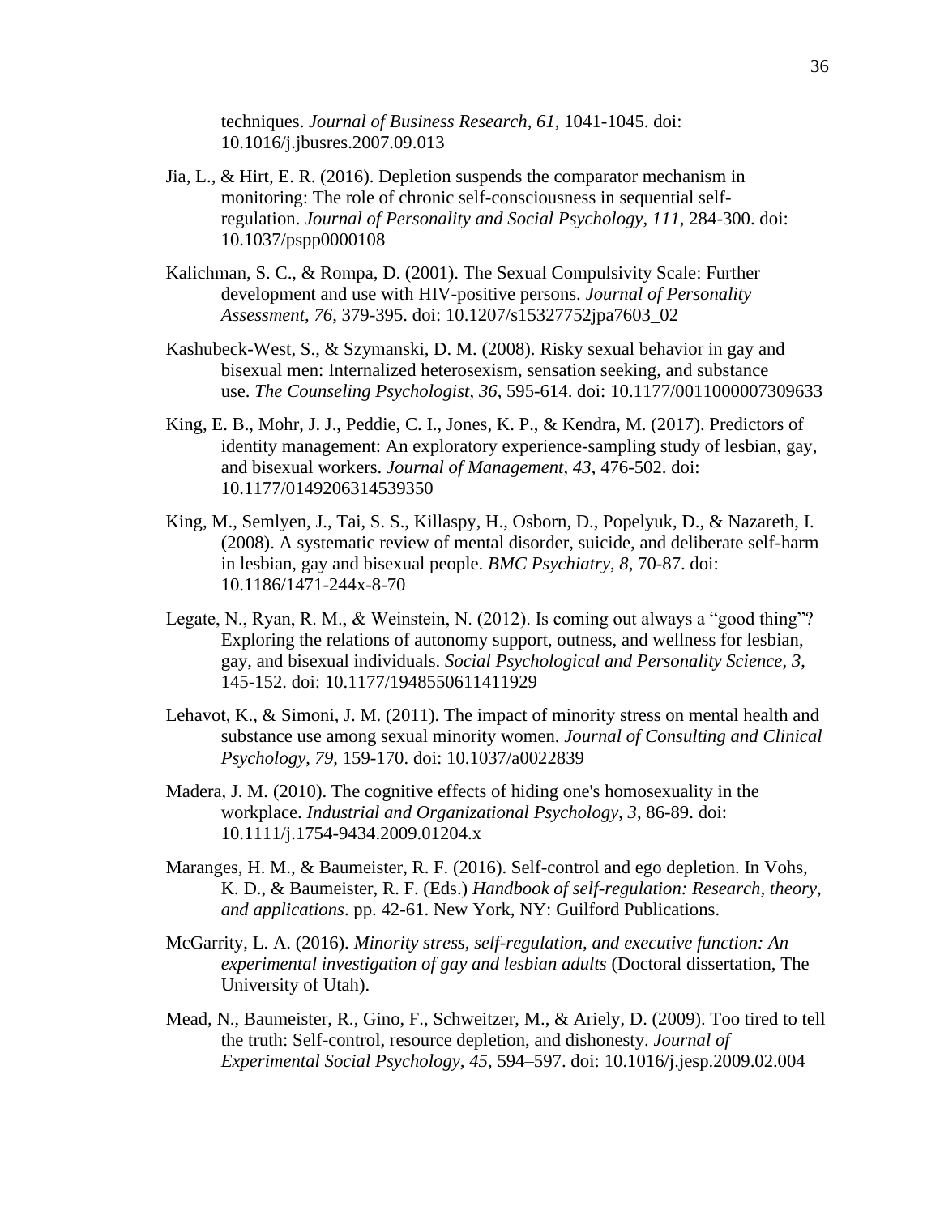techniques. *Journal of Business Research*, *61*, 1041-1045. doi: 10.1016/j.jbusres.2007.09.013

Jia, L., & Hirt, E. R. (2016). Depletion suspends the comparator mechanism in monitoring: The role of chronic self-consciousness in sequential self-regulation. *Journal of Personality and Social Psychology*, *111*, 284-300. doi: 10.1037/pspp0000108

Kalichman, S. C., & Rompa, D. (2001). The Sexual Compulsivity Scale: Further development and use with HIV-positive persons. *Journal of Personality Assessment*, *76*, 379-395. doi: 10.1207/s15327752jpa7603_02

Kashubeck-West, S., & Szymanski, D. M. (2008). Risky sexual behavior in gay and bisexual men: Internalized heterosexism, sensation seeking, and substance use. *The Counseling Psychologist*, *36*, 595-614. doi: 10.1177/0011000007309633

King, E. B., Mohr, J. J., Peddie, C. I., Jones, K. P., & Kendra, M. (2017). Predictors of identity management: An exploratory experience-sampling study of lesbian, gay, and bisexual workers. *Journal of Management*, *43*, 476-502. doi: 10.1177/0149206314539350

King, M., Semlyen, J., Tai, S. S., Killaspy, H., Osborn, D., Popelyuk, D., & Nazareth, I. (2008). A systematic review of mental disorder, suicide, and deliberate self-harm in lesbian, gay and bisexual people. *BMC Psychiatry*, *8*, 70-87. doi: 10.1186/1471-244x-8-70

Legate, N., Ryan, R. M., & Weinstein, N. (2012). Is coming out always a “good thing”? Exploring the relations of autonomy support, outness, and wellness for lesbian, gay, and bisexual individuals. *Social Psychological and Personality Science*, *3*, 145-152. doi: 10.1177/1948550611411929

Lehavot, K., & Simoni, J. M. (2011). The impact of minority stress on mental health and substance use among sexual minority women. *Journal of Consulting and Clinical Psychology*, *79*, 159-170. doi: 10.1037/a0022839

Madera, J. M. (2010). The cognitive effects of hiding one's homosexuality in the workplace. *Industrial and Organizational Psychology*, *3*, 86-89. doi: 10.1111/j.1754-9434.2009.01204.x

Maranges, H. M., & Baumeister, R. F. (2016). Self-control and ego depletion. In Vohs, K. D., & Baumeister, R. F. (Eds.) *Handbook of self-regulation: Research, theory, and applications*. pp. 42-61. New York, NY: Guilford Publications.

McGarrity, L. A. (2016). *Minority stress, self-regulation, and executive function: An experimental investigation of gay and lesbian adults* (Doctoral dissertation, The University of Utah).

Mead, N., Baumeister, R., Gino, F., Schweitzer, M., & Ariely, D. (2009). Too tired to tell the truth: Self-control, resource depletion, and dishonesty. *Journal of Experimental Social Psychology*, *45*, 594–597. doi: 10.1016/j.jesp.2009.02.004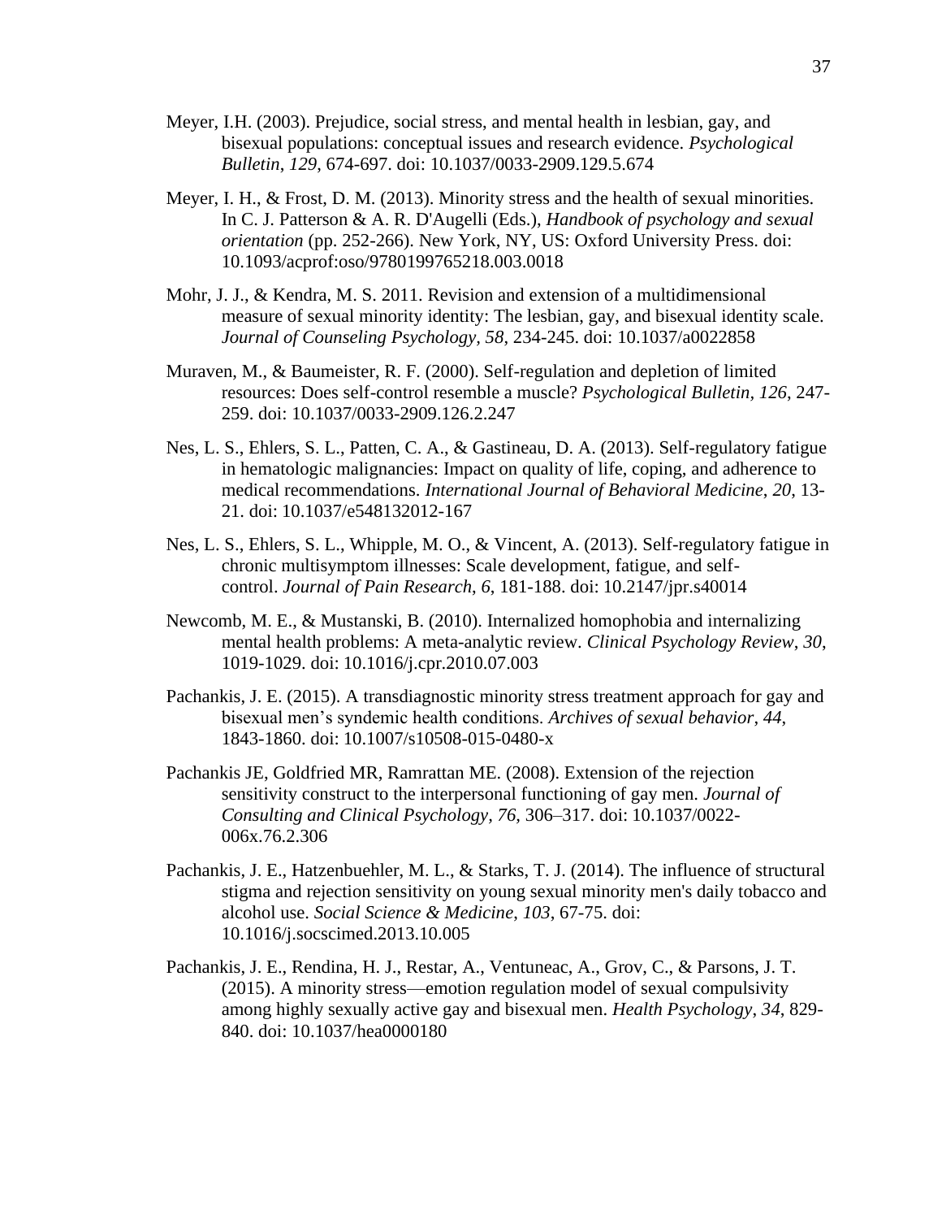Meyer, I.H. (2003). Prejudice, social stress, and mental health in lesbian, gay, and bisexual populations: conceptual issues and research evidence. *Psychological Bulletin*, *129*, 674-697. doi: 10.1037/0033-2909.129.5.674

Meyer, I. H., & Frost, D. M. (2013). Minority stress and the health of sexual minorities. In C. J. Patterson & A. R. D'Augelli (Eds.), *Handbook of psychology and sexual orientation* (pp. 252-266). New York, NY, US: Oxford University Press. doi: 10.1093/acprof:oso/9780199765218.003.0018

Mohr, J. J., & Kendra, M. S. 2011. Revision and extension of a multidimensional measure of sexual minority identity: The lesbian, gay, and bisexual identity scale. *Journal of Counseling Psychology*, *58*, 234-245. doi: 10.1037/a0022858

Muraven, M., & Baumeister, R. F. (2000). Self-regulation and depletion of limited resources: Does self-control resemble a muscle? *Psychological Bulletin, 126*, 247-259. doi: 10.1037/0033-2909.126.2.247

Nes, L. S., Ehlers, S. L., Patten, C. A., & Gastineau, D. A. (2013). Self-regulatory fatigue in hematologic malignancies: Impact on quality of life, coping, and adherence to medical recommendations. *International Journal of Behavioral Medicine*, *20*, 13-21. doi: 10.1037/e548132012-167

Nes, L. S., Ehlers, S. L., Whipple, M. O., & Vincent, A. (2013). Self-regulatory fatigue in chronic multisymptom illnesses: Scale development, fatigue, and self-control. *Journal of Pain Research*, *6*, 181-188. doi: 10.2147/jpr.s40014

Newcomb, M. E., & Mustanski, B. (2010). Internalized homophobia and internalizing mental health problems: A meta-analytic review. *Clinical Psychology Review*, *30*, 1019-1029. doi: 10.1016/j.cpr.2010.07.003

Pachankis, J. E. (2015). A transdiagnostic minority stress treatment approach for gay and bisexual men's syndemic health conditions. *Archives of sexual behavior*, *44*, 1843-1860. doi: 10.1007/s10508-015-0480-x

Pachankis JE, Goldfried MR, Ramrattan ME. (2008). Extension of the rejection sensitivity construct to the interpersonal functioning of gay men. *Journal of Consulting and Clinical Psychology, 76*, 306–317. doi: 10.1037/0022-006x.76.2.306

Pachankis, J. E., Hatzenbuehler, M. L., & Starks, T. J. (2014). The influence of structural stigma and rejection sensitivity on young sexual minority men's daily tobacco and alcohol use. *Social Science & Medicine*, *103*, 67-75. doi: 10.1016/j.socscimed.2013.10.005

Pachankis, J. E., Rendina, H. J., Restar, A., Ventuneac, A., Grov, C., & Parsons, J. T. (2015). A minority stress—emotion regulation model of sexual compulsivity among highly sexually active gay and bisexual men. *Health Psychology*, *34*, 829-840. doi: 10.1037/hea0000180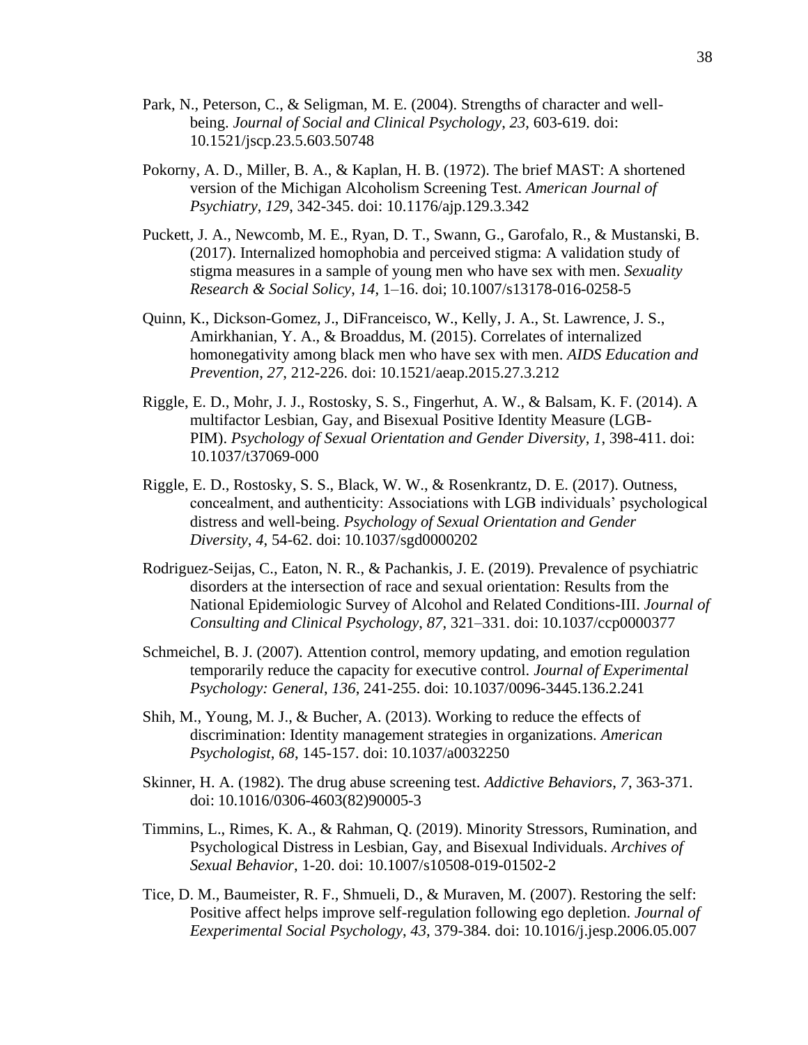Park, N., Peterson, C., & Seligman, M. E. (2004). Strengths of character and well-being. *Journal of Social and Clinical Psychology*, *23*, 603-619. doi: 10.1521/jscp.23.5.603.50748

Pokorny, A. D., Miller, B. A., & Kaplan, H. B. (1972). The brief MAST: A shortened version of the Michigan Alcoholism Screening Test. *American Journal of Psychiatry*, *129*, 342-345. doi: 10.1176/ajp.129.3.342

Puckett, J. A., Newcomb, M. E., Ryan, D. T., Swann, G., Garofalo, R., & Mustanski, B. (2017). Internalized homophobia and perceived stigma: A validation study of stigma measures in a sample of young men who have sex with men. *Sexuality Research & Social Solicy*, *14*, 1–16. doi; 10.1007/s13178-016-0258-5

Quinn, K., Dickson-Gomez, J., DiFranceisco, W., Kelly, J. A., St. Lawrence, J. S., Amirkhanian, Y. A., & Broaddus, M. (2015). Correlates of internalized homonegativity among black men who have sex with men. *AIDS Education and Prevention*, *27*, 212-226. doi: 10.1521/aeap.2015.27.3.212

Riggle, E. D., Mohr, J. J., Rostosky, S. S., Fingerhut, A. W., & Balsam, K. F. (2014). A multifactor Lesbian, Gay, and Bisexual Positive Identity Measure (LGB-PIM). *Psychology of Sexual Orientation and Gender Diversity*, *1*, 398-411. doi: 10.1037/t37069-000

Riggle, E. D., Rostosky, S. S., Black, W. W., & Rosenkrantz, D. E. (2017). Outness, concealment, and authenticity: Associations with LGB individuals' psychological distress and well-being. *Psychology of Sexual Orientation and Gender Diversity*, *4*, 54-62. doi: 10.1037/sgd0000202

Rodriguez-Seijas, C., Eaton, N. R., & Pachankis, J. E. (2019). Prevalence of psychiatric disorders at the intersection of race and sexual orientation: Results from the National Epidemiologic Survey of Alcohol and Related Conditions-III. *Journal of Consulting and Clinical Psychology*, *87*, 321–331. doi: 10.1037/ccp0000377

Schmeichel, B. J. (2007). Attention control, memory updating, and emotion regulation temporarily reduce the capacity for executive control. *Journal of Experimental Psychology: General*, *136*, 241-255. doi: 10.1037/0096-3445.136.2.241

Shih, M., Young, M. J., & Bucher, A. (2013). Working to reduce the effects of discrimination: Identity management strategies in organizations. *American Psychologist*, *68*, 145-157. doi: 10.1037/a0032250

Skinner, H. A. (1982). The drug abuse screening test. *Addictive Behaviors*, *7*, 363-371. doi: 10.1016/0306-4603(82)90005-3

Timmins, L., Rimes, K. A., & Rahman, Q. (2019). Minority Stressors, Rumination, and Psychological Distress in Lesbian, Gay, and Bisexual Individuals. *Archives of Sexual Behavior*, 1-20. doi: 10.1007/s10508-019-01502-2

Tice, D. M., Baumeister, R. F., Shmueli, D., & Muraven, M. (2007). Restoring the self: Positive affect helps improve self-regulation following ego depletion. *Journal of Eexperimental Social Psychology*, *43*, 379-384. doi: 10.1016/j.jesp.2006.05.007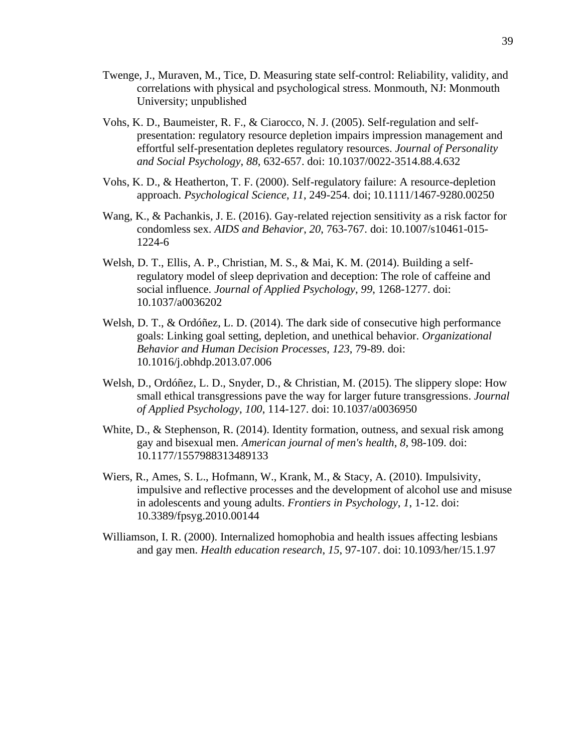Twenge, J., Muraven, M., Tice, D. Measuring state self-control: Reliability, validity, and correlations with physical and psychological stress. Monmouth, NJ: Monmouth University; unpublished

Vohs, K. D., Baumeister, R. F., & Ciarocco, N. J. (2005). Self-regulation and self-presentation: regulatory resource depletion impairs impression management and effortful self-presentation depletes regulatory resources. *Journal of Personality and Social Psychology*, *88*, 632-657. doi: 10.1037/0022-3514.88.4.632

Vohs, K. D., & Heatherton, T. F. (2000). Self-regulatory failure: A resource-depletion approach. *Psychological Science*, *11*, 249-254. doi; 10.1111/1467-9280.00250

Wang, K., & Pachankis, J. E. (2016). Gay-related rejection sensitivity as a risk factor for condomless sex. *AIDS and Behavior*, *20*, 763-767. doi: 10.1007/s10461-015-1224-6

Welsh, D. T., Ellis, A. P., Christian, M. S., & Mai, K. M. (2014). Building a self-regulatory model of sleep deprivation and deception: The role of caffeine and social influence. *Journal of Applied Psychology*, *99*, 1268-1277. doi: 10.1037/a0036202

Welsh, D. T., & Ordóñez, L. D. (2014). The dark side of consecutive high performance goals: Linking goal setting, depletion, and unethical behavior. *Organizational Behavior and Human Decision Processes*, *123*, 79-89. doi: 10.1016/j.obhdp.2013.07.006

Welsh, D., Ordóñez, L. D., Snyder, D., & Christian, M. (2015). The slippery slope: How small ethical transgressions pave the way for larger future transgressions. *Journal of Applied Psychology*, *100*, 114-127. doi: 10.1037/a0036950

White, D., & Stephenson, R. (2014). Identity formation, outness, and sexual risk among gay and bisexual men. *American journal of men's health*, *8*, 98-109. doi: 10.1177/1557988313489133

Wiers, R., Ames, S. L., Hofmann, W., Krank, M., & Stacy, A. (2010). Impulsivity, impulsive and reflective processes and the development of alcohol use and misuse in adolescents and young adults. *Frontiers in Psychology*, *1*, 1-12. doi: 10.3389/fpsyg.2010.00144

Williamson, I. R. (2000). Internalized homophobia and health issues affecting lesbians and gay men. *Health education research*, *15*, 97-107. doi: 10.1093/her/15.1.97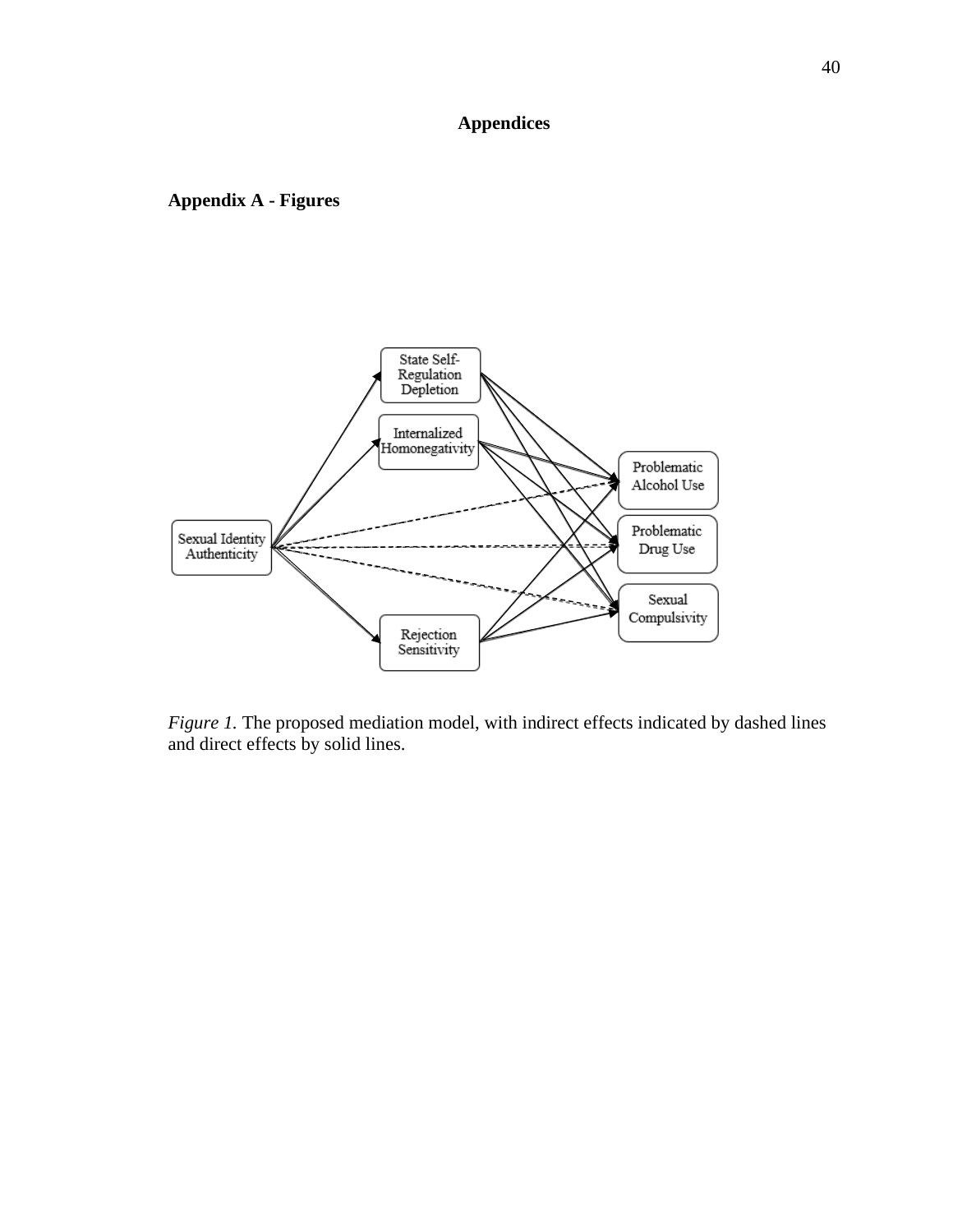# Appendices

## Appendix A - Figures

*Figure 1.* The proposed mediation model, with indirect effects indicated by dashed lines and direct effects by solid lines.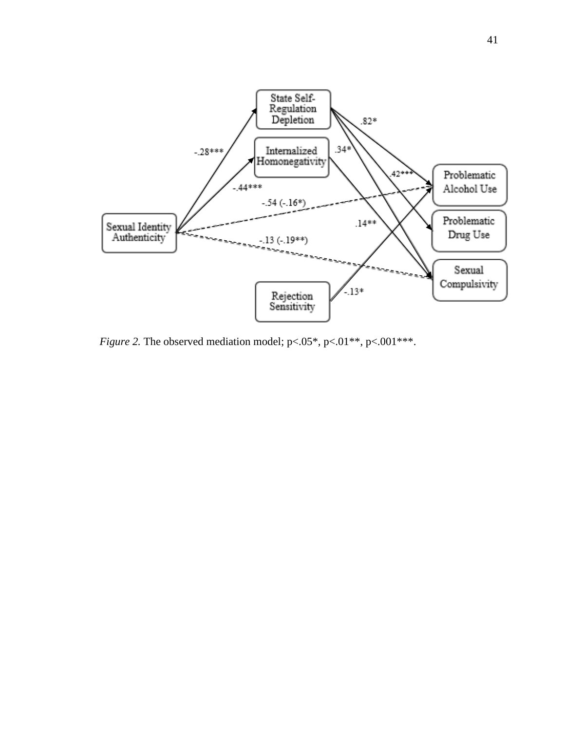*Figure 2.* The observed mediation model; p<.05*, p<.01**, p<.001***.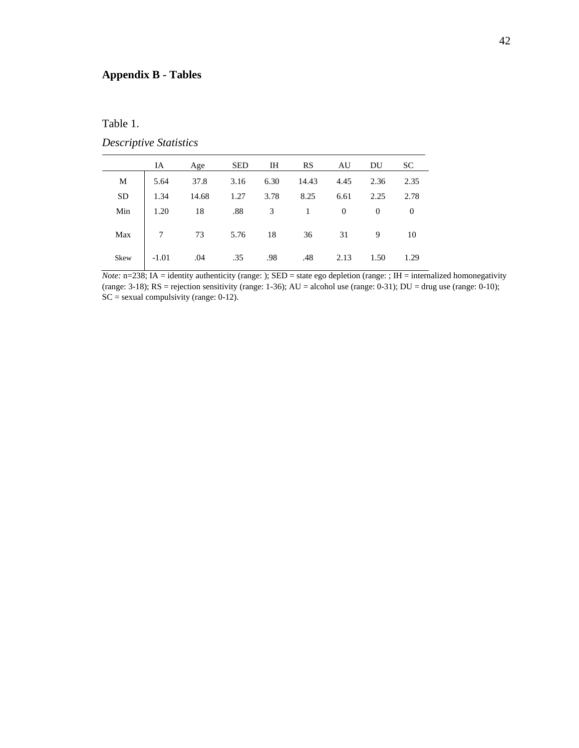## Appendix B - Tables

Table 1.

*Descriptive Statistics*

| | IA | Age | SED | IH | RS | AU | DU | SC |
|---|---|---|---|---|---|---|---|---|
| M | 5.64 | 37.8 | 3.16 | 6.30 | 14.43 | 4.45 | 2.36 | 2.35 |
| SD | 1.34 | 14.68 | 1.27 | 3.78 | 8.25 | 6.61 | 2.25 | 2.78 |
| Min | 1.20 | 18 | .88 | 3 | 1 | 0 | 0 | 0 |
| Max | 7 | 73 | 5.76 | 18 | 36 | 31 | 9 | 10 |
| Skew | -1.01 | .04 | .35 | .98 | .48 | 2.13 | 1.50 | 1.29 |

*Note:* n=238; IA = identity authenticity (range: ); SED = state ego depletion (range: ; IH = internalized homonegativity (range: 3-18); RS = rejection sensitivity (range: 1-36); AU = alcohol use (range: 0-31); DU = drug use (range: 0-10); SC = sexual compulsivity (range: 0-12).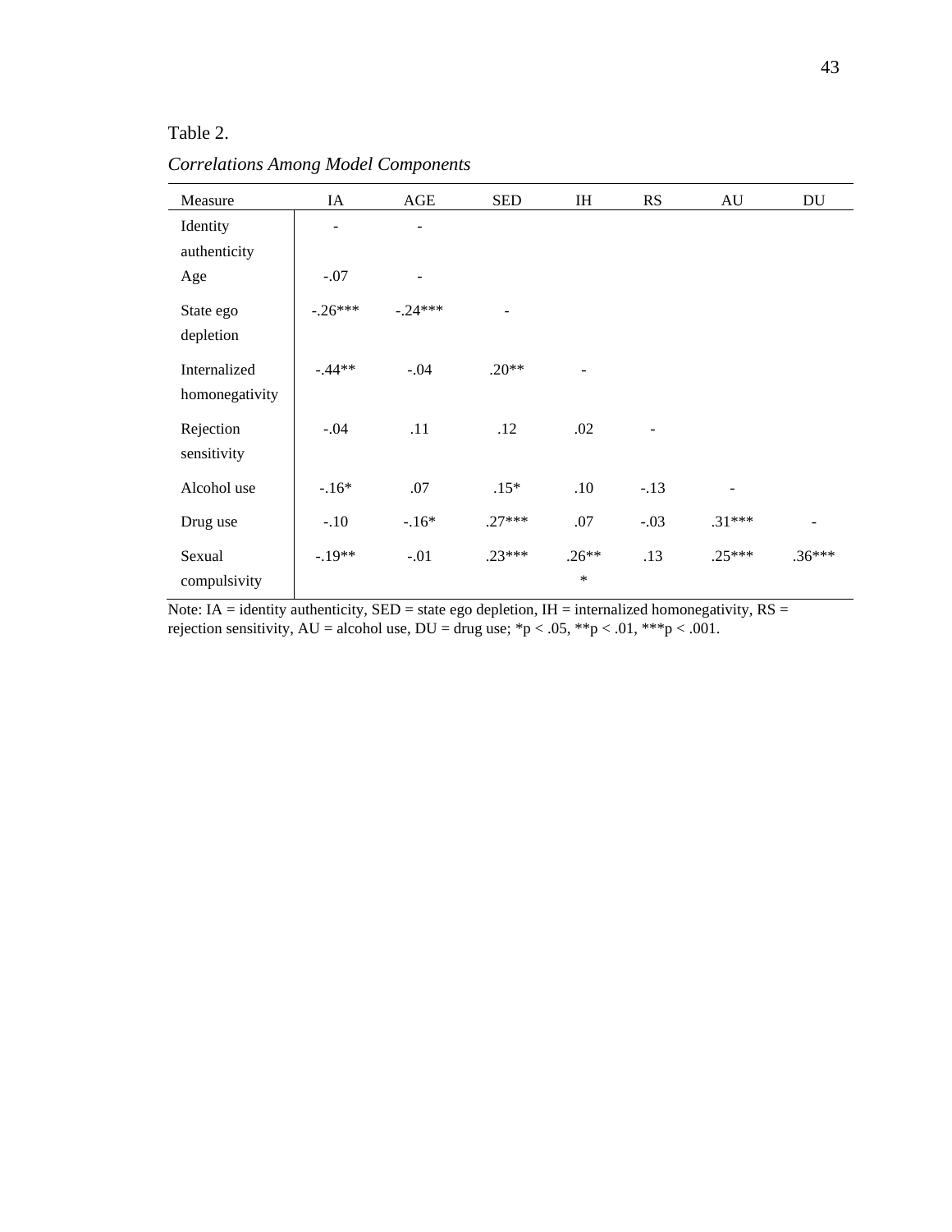Table 2.

*Correlations Among Model Components*

| Measure | IA | AGE | SED | IH | RS | AU | DU |
|---|---|---|---|---|---|---|---|
| Identity authenticity | - | - | | | | | |
| Age | -.07 | - | | | | | |
| State ego depletion | -.26*** | -.24*** | - | | | | |
| Internalized homonegativity | -.44** | -.04 | .20** | - | | | |
| Rejection sensitivity | -.04 | .11 | .12 | .02 | - | | |
| Alcohol use | -.16* | .07 | .15* | .10 | -.13 | - | |
| Drug use | -.10 | -.16* | .27*** | .07 | -.03 | .31*** | - |
| Sexual compulsivity | -.19** | -.01 | .23*** | .26*** | .13 | .25*** | .36*** |

Note: IA = identity authenticity, SED = state ego depletion, IH = internalized homonegativity, RS = rejection sensitivity, AU = alcohol use, DU = drug use; *p < .05, **p < .01, ***p < .001.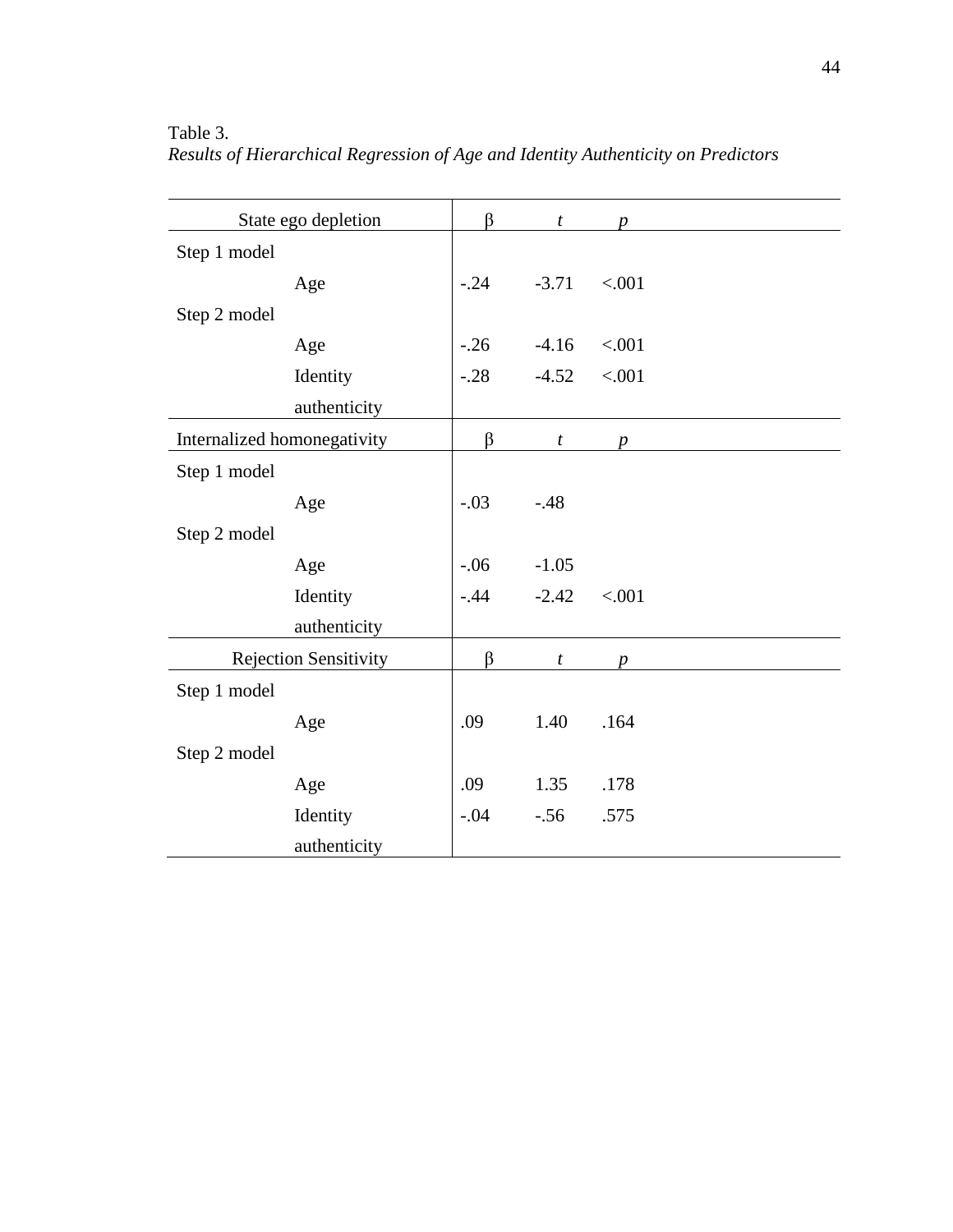Table 3.

*Results of Hierarchical Regression of Age and Identity Authenticity on Predictors*

| State ego depletion | | β | *t* | *p* |
|---|---|---|---|---|
| Step 1 model | | | | |
| | Age | -.24 | -3.71 | <.001 |
| Step 2 model | | | | |
| | Age | -.26 | -4.16 | <.001 |
| | Identity authenticity | -.28 | -4.52 | <.001 |
| **Internalized homonegativity** | | **β** | ***t*** | ***p*** |
| Step 1 model | | | | |
| | Age | -.03 | -.48 | |
| Step 2 model | | | | |
| | Age | -.06 | -1.05 | |
| | Identity authenticity | -.44 | -2.42 | <.001 |
| **Rejection Sensitivity** | | **β** | ***t*** | ***p*** |
| Step 1 model | | | | |
| | Age | .09 | 1.40 | .164 |
| Step 2 model | | | | |
| | Age | .09 | 1.35 | .178 |
| | Identity authenticity | -.04 | -.56 | .575 |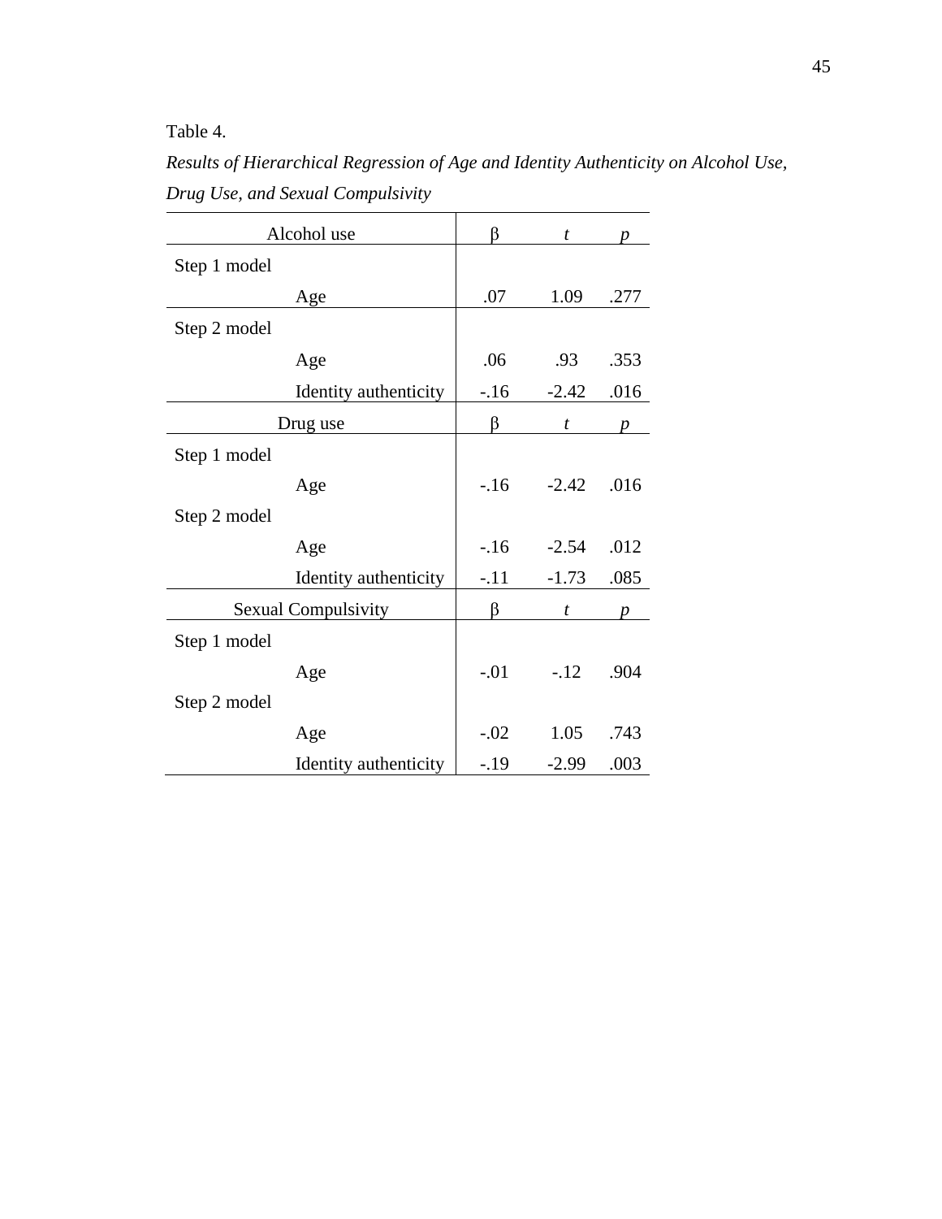Table 4.

*Results of Hierarchical Regression of Age and Identity Authenticity on Alcohol Use, Drug Use, and Sexual Compulsivity*

| Alcohol use | | β | *t* | *p* |
|---|---|---|---|---|
| Step 1 model | | | | |
| | Age | .07 | 1.09 | .277 |
| Step 2 model | | | | |
| | Age | .06 | .93 | .353 |
| | Identity authenticity | -.16 | -2.42 | .016 |
| **Drug use** | | **β** | ***t*** | ***p*** |
| Step 1 model | | | | |
| | Age | -.16 | -2.42 | .016 |
| Step 2 model | | | | |
| | Age | -.16 | -2.54 | .012 |
| | Identity authenticity | -.11 | -1.73 | .085 |
| **Sexual Compulsivity** | | **β** | ***t*** | ***p*** |
| Step 1 model | | | | |
| | Age | -.01 | -.12 | .904 |
| Step 2 model | | | | |
| | Age | -.02 | 1.05 | .743 |
| | Identity authenticity | -.19 | -2.99 | .003 |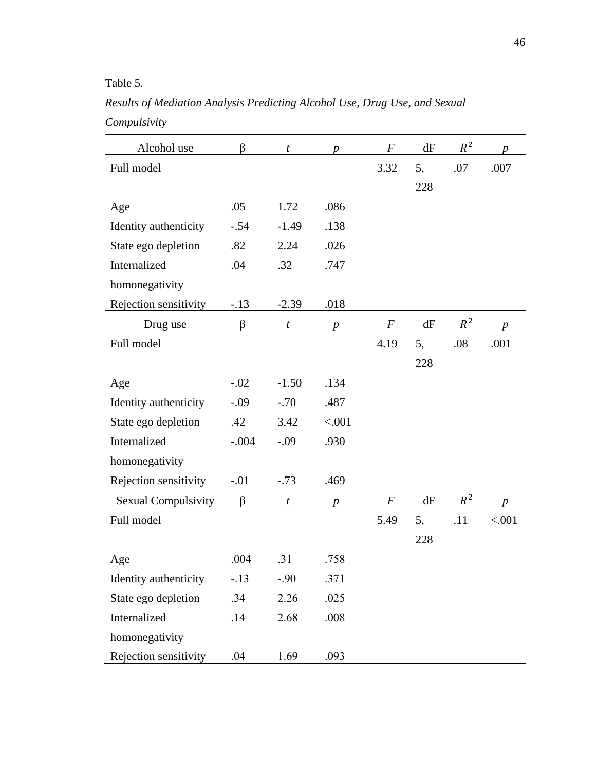Table 5.

*Results of Mediation Analysis Predicting Alcohol Use, Drug Use, and Sexual Compulsivity*

| Alcohol use | β | *t* | *p* | *F* | dF | $R^2$ | *p* |
|---|---|---|---|---|---|---|---|
| Full model | | | | 3.32 | 5, 228 | .07 | .007 |
| Age | .05 | 1.72 | .086 | | | | |
| Identity authenticity | -.54 | -1.49 | .138 | | | | |
| State ego depletion | .82 | 2.24 | .026 | | | | |
| Internalized homonegativity | .04 | .32 | .747 | | | | |
| Rejection sensitivity | -.13 | -2.39 | .018 | | | | |
| **Drug use** | β | *t* | *p* | *F* | dF | $R^2$ | *p* |
| Full model | | | | 4.19 | 5, 228 | .08 | .001 |
| Age | -.02 | -1.50 | .134 | | | | |
| Identity authenticity | -.09 | -.70 | .487 | | | | |
| State ego depletion | .42 | 3.42 | <.001 | | | | |
| Internalized homonegativity | -.004 | -.09 | .930 | | | | |
| Rejection sensitivity | -.01 | -.73 | .469 | | | | |
| **Sexual Compulsivity** | β | *t* | *p* | *F* | dF | $R^2$ | *p* |
| Full model | | | | 5.49 | 5, 228 | .11 | <.001 |
| Age | .004 | .31 | .758 | | | | |
| Identity authenticity | -.13 | -.90 | .371 | | | | |
| State ego depletion | .34 | 2.26 | .025 | | | | |
| Internalized homonegativity | .14 | 2.68 | .008 | | | | |
| Rejection sensitivity | .04 | 1.69 | .093 | | | | |